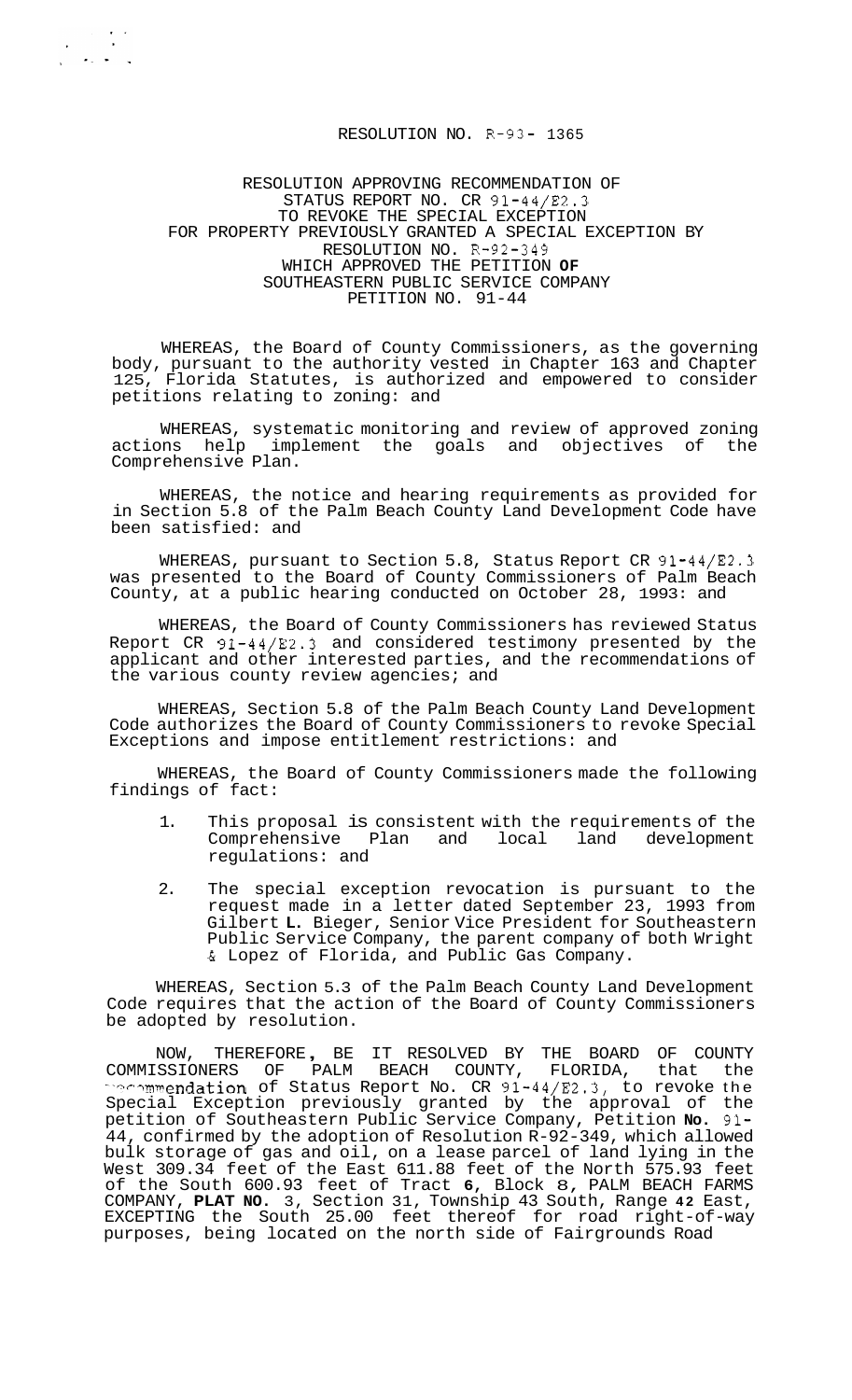RESOLUTION NO. R-93- 1365

RESOLUTION APPROVING RECOMMENDATION OF
STATUS REPORT NO. CR 91-44/E2.3
TO REVOKE THE SPECIAL EXCEPTION
FOR PROPERTY PREVIOUSLY GRANTED A SPECIAL EXCEPTION BY
RESOLUTION NO. R-92-349
WHICH APPROVED THE PETITION **OF**
SOUTHEASTERN PUBLIC SERVICE COMPANY
PETITION NO. 91-44

WHEREAS, the Board of County Commissioners, as the governing body, pursuant to the authority vested in Chapter 163 and Chapter 125, Florida Statutes, is authorized and empowered to consider petitions relating to zoning: and

WHEREAS, systematic monitoring and review of approved zoning actions help implement the goals and objectives of the Comprehensive Plan.

WHEREAS, the notice and hearing requirements as provided for in Section 5.8 of the Palm Beach County Land Development Code have been satisfied: and

WHEREAS, pursuant to Section 5.8, Status Report CR 91-44/E2.3 was presented to the Board of County Commissioners of Palm Beach County, at a public hearing conducted on October 28, 1993: and

WHEREAS, the Board of County Commissioners has reviewed Status Report CR 91-44/E2.3 and considered testimony presented by the applicant and other interested parties, and the recommendations of the various county review agencies; and

WHEREAS, Section 5.8 of the Palm Beach County Land Development Code authorizes the Board of County Commissioners to revoke Special Exceptions and impose entitlement restrictions: and

WHEREAS, the Board of County Commissioners made the following findings of fact:

1. This proposal is consistent with the requirements of the Comprehensive Plan and local land development regulations: and

2. The special exception revocation is pursuant to the request made in a letter dated September 23, 1993 from Gilbert **L.** Bieger, Senior Vice President for Southeastern Public Service Company, the parent company of both Wright & Lopez of Florida, and Public Gas Company.

WHEREAS, Section 5.3 of the Palm Beach County Land Development Code requires that the action of the Board of County Commissioners be adopted by resolution.

NOW, THEREFORE, BE IT RESOLVED BY THE BOARD OF COUNTY COMMISSIONERS OF PALM BEACH COUNTY, FLORIDA, that the recommendation of Status Report No. CR 91-44/E2.3, to revoke the Special Exception previously granted by the approval of the petition of Southeastern Public Service Company, Petition **No.** 91-44, confirmed by the adoption of Resolution R-92-349, which allowed bulk storage of gas and oil, on a lease parcel of land lying in the West 309.34 feet of the East 611.88 feet of the North 575.93 feet of the South 600.93 feet of Tract **6**, Block 8, PALM BEACH FARMS COMPANY, **PLAT NO.** 3, Section 31, Township 43 South, Range **42** East, EXCEPTING the South 25.00 feet thereof for road right-of-way purposes, being located on the north side of Fairgrounds Road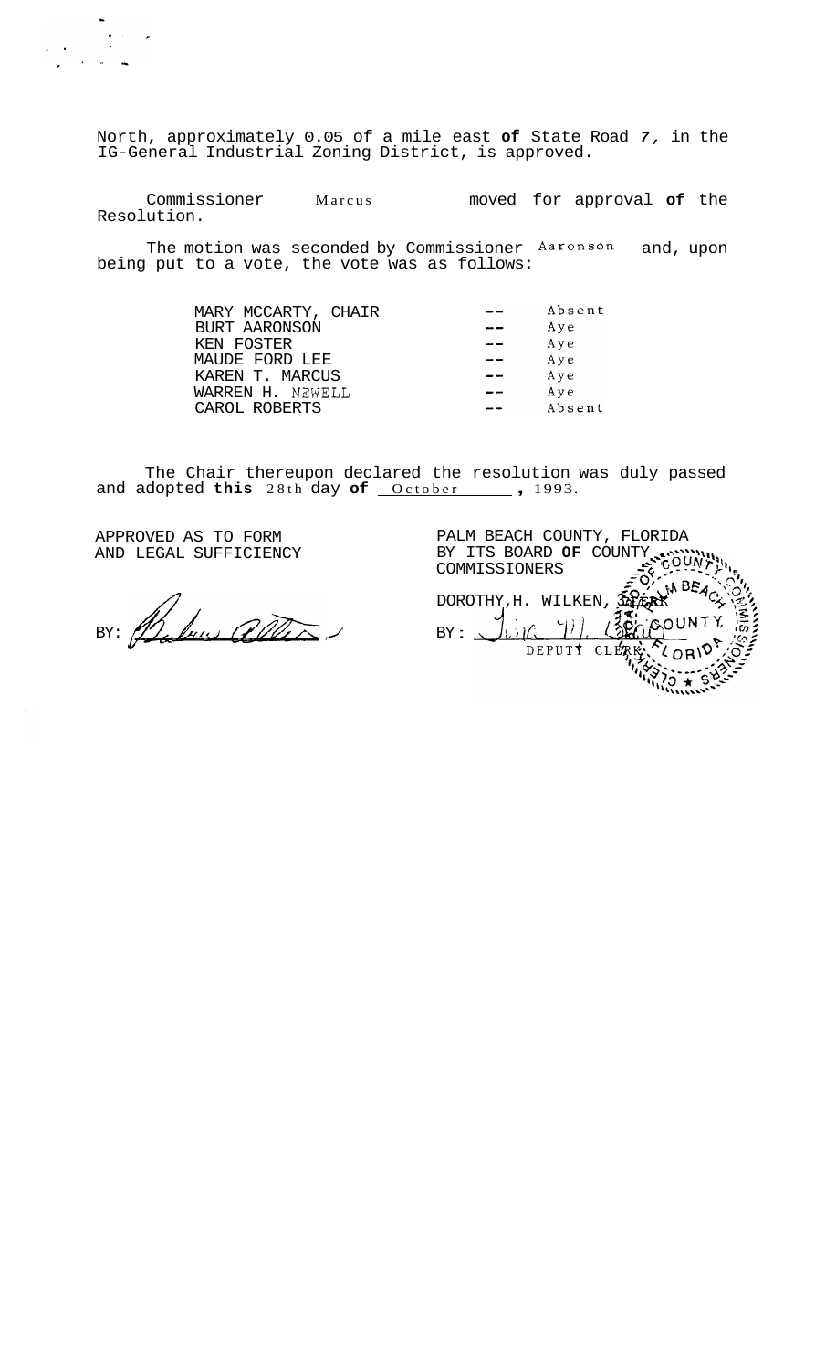North, approximately 0.05 of a mile east **of** State Road *7*, in the IG-General Industrial Zoning District, is approved.

Commissioner Marcus moved for approval **of** the Resolution.

The motion was seconded by Commissioner Aaronson and, upon being put to a vote, the vote was as follows:

| | | |
|---|---|---|
| MARY MCCARTY, CHAIR | -- | Absent |
| BURT AARONSON | -- | Aye |
| KEN FOSTER | -- | Aye |
| MAUDE FORD LEE | -- | Aye |
| KAREN T. MARCUS | -- | Aye |
| WARREN H. NEWELL | -- | Aye |
| CAROL ROBERTS | -- | Absent |

The Chair thereupon declared the resolution was duly passed and adopted **this** 28th day **of** October, 1993.

APPROVED AS TO FORM
AND LEGAL SUFFICIENCY

BY: _______________

PALM BEACH COUNTY, FLORIDA
BY ITS BOARD **OF** COUNTY
COMMISSIONERS

DOROTHY H. WILKEN, CLERK

BY: _______________
DEPUTY CLERK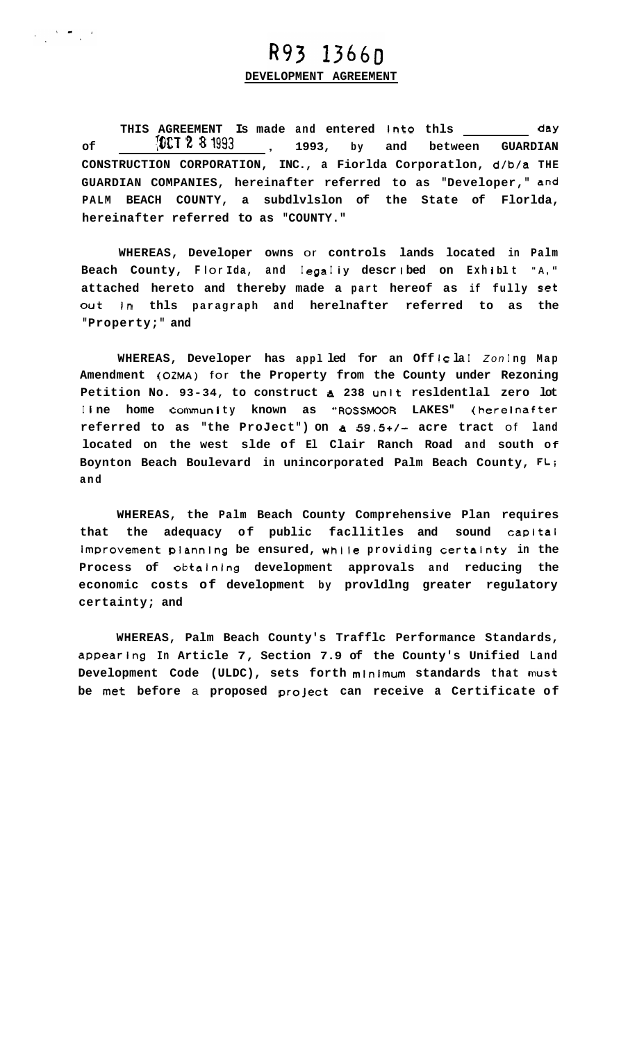R93 1366D

**DEVELOPMENT AGREEMENT**

**THIS AGREEMENT Is made and entered into this \_\_\_\_\_\_\_\_\_ day of OCT 2 8 1993, 1993, by and between GUARDIAN CONSTRUCTION CORPORATION, INC., a Fiorlda Corporatlon, d/b/a THE GUARDIAN COMPANIES, hereinafter referred to as "Developer," and PALM BEACH COUNTY, a subdlvlslon of the State of Florlda, hereinafter referred to as "COUNTY."**

**WHEREAS, Developer owns or controls lands located in Palm Beach County, Florida, and legally described on Exhibit "A," attached hereto and thereby made a part hereof as if fully set out in this paragraph and herelnafter referred to as the "Property;" and**

**WHEREAS, Developer has applied for an Official Zoning Map Amendment (OZMA) for the Property from the County under Rezoning Petition No. 93-34, to construct a 238 unit resldentlal zero lot line home community known as "ROSSMOOR LAKES" (hereinafter referred to as "the Project") on a 59.5+/- acre tract of land located on the west side of El Clair Ranch Road and south of Boynton Beach Boulevard in unincorporated Palm Beach County, FL; and**

**WHEREAS, the Palm Beach County Comprehensive Plan requires that the adequacy of public facllitles and sound capital improvement planning be ensured, while providing certainty in the Process of obtaining development approvals and reducing the economic costs of development by provldlng greater regulatory certainty; and**

**WHEREAS, Palm Beach County's Trafflc Performance Standards, appearing In Article 7, Section 7.9 of the County's Unified Land Development Code (ULDC), sets forth minimum standards that must be met before a proposed project can receive a Certificate of**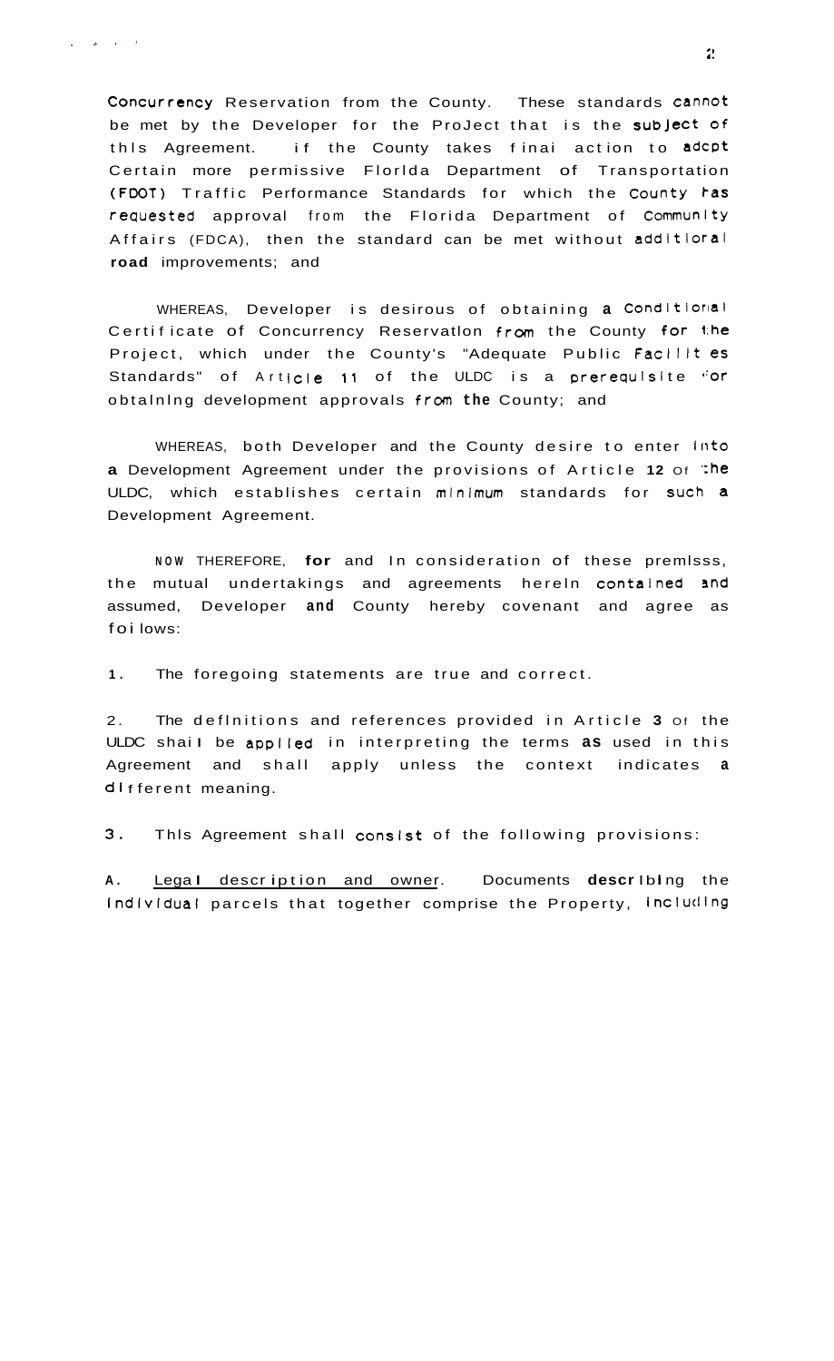Concurrency Reservation from the County. These standards cannot be met by the Developer for the Project that is the subject of this Agreement. If the County takes final action to adopt Certain more permissive Florida Department of Transportation (FDOT) Traffic Performance Standards for which the County has requested approval from the Florida Department of Community Affairs (FDCA), then the standard can be met without additional **road** improvements; and

WHEREAS, Developer is desirous of obtaining **a** Conditional Certificate of Concurrency Reservation from the County for the Project, which under the County's "Adequate Public Facilities Standards" of Article 11 of the ULDC is a prerequisite for obtaining development approvals from the County; and

WHEREAS, both Developer and the County desire to enter into **a** Development Agreement under the provisions of Article **12** of the ULDC, which establishes certain minimum standards for such **a** Development Agreement.

NOW THEREFORE, **for** and in consideration of these premises, the mutual undertakings and agreements herein contained and assumed, Developer **and** County hereby covenant and agree as follows:

1. The foregoing statements are true and correct.

2. The definitions and references provided in Article **3** of the ULDC shall be applied in interpreting the terms **as** used in this Agreement and shall apply unless the context indicates **a** different meaning.

3. This Agreement shall consist of the following provisions:

**A.** Legal description and owner. Documents describing the individual parcels that together comprise the Property, including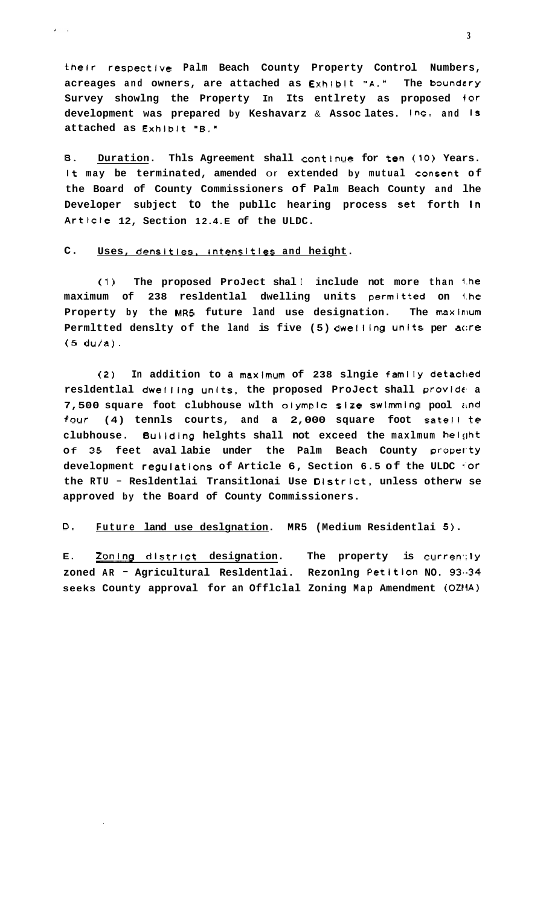their respective Palm Beach County Property Control Numbers, acreages and owners, are attached as Exhibit "A." The boundary Survey showing the Property In Its entirety as proposed for development was prepared by Keshavarz & Associates. Inc. and is attached as Exhibit "B."

B. **Duration**. This Agreement shall continue for ten (10) Years. It may be terminated, amended or extended by mutual consent of the Board of County Commissioners of Palm Beach County and the Developer subject to the public hearing process set forth in Article 12, Section 12.4.E of the ULDC.

C. **Uses, densities, intensities and height**.

(1) The proposed Project shall include not more than the maximum of 238 residential dwelling units permitted on the Property by the MR5 future land use designation. The maximum Permitted density of the land is five (5) dwelling units per acre (5 du/a).

(2) In addition to a maximum of 238 single family detached residential dwelling units, the proposed Project shall provide a 7,500 square foot clubhouse with olympic size swimming pool and four (4) tennis courts, and a 2,000 square foot satellite clubhouse. Building heights shall not exceed the maximum height of 35 feet available under the Palm Beach County property development regulations of Article 6, Section 6.5 of the ULDC for the RTU - Residential Transitional Use District, unless otherwise approved by the Board of County Commissioners.

D. **Future land use designation**. MR5 (Medium Residential 5).

E. **Zoning district designation**. The property is currently zoned AR - Agricultural Residential. Rezoning Petition NO. 93-34 seeks County approval for an Official Zoning Map Amendment (OZMA)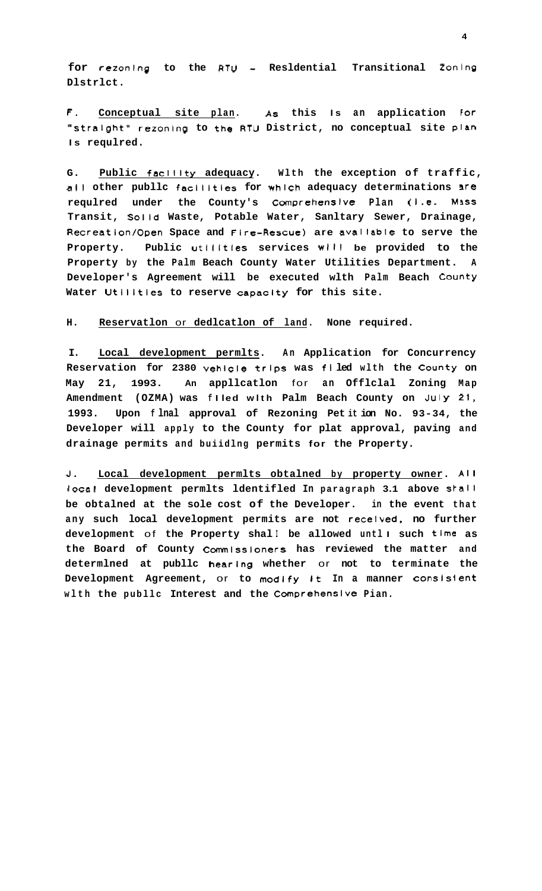for rezoning to the RTU - Residential Transitional Zoning District.

F. Conceptual site plan. As this is an application for "straight" rezoning to the RTU District, no conceptual site plan is required.

G. Public facility adequacy. With the exception of traffic, all other public facilities for which adequacy determinations are required under the County's Comprehensive Plan (i.e. Mass Transit, Solid Waste, Potable Water, Sanitary Sewer, Drainage, Recreation/Open Space and Fire-Rescue) are available to serve the Property. Public utilities services will be provided to the Property by the Palm Beach County Water Utilities Department. A Developer's Agreement will be executed with Palm Beach County Water Utilities to reserve capacity for this site.

H. Reservation or dedication of land. None required.

I. Local development permits. An Application for Concurrency Reservation for 2380 vehicle trips was filed with the County on May 21, 1993. An application for an Official Zoning Map Amendment (OZMA) was filed with Palm Beach County on July 21, 1993. Upon final approval of Rezoning Petition No. 93-34, the Developer will apply to the County for plat approval, paving and drainage permits and building permits for the Property.

J. Local development permits obtained by property owner. All local development permits identified in paragraph 3.1 above shall be obtained at the sole cost of the Developer. In the event that any such local development permits are not received, no further development of the Property shall be allowed until such time as the Board of County Commissioners has reviewed the matter and determined at public hearing whether or not to terminate the Development Agreement, or to modify it in a manner consistent with the public interest and the Comprehensive Plan.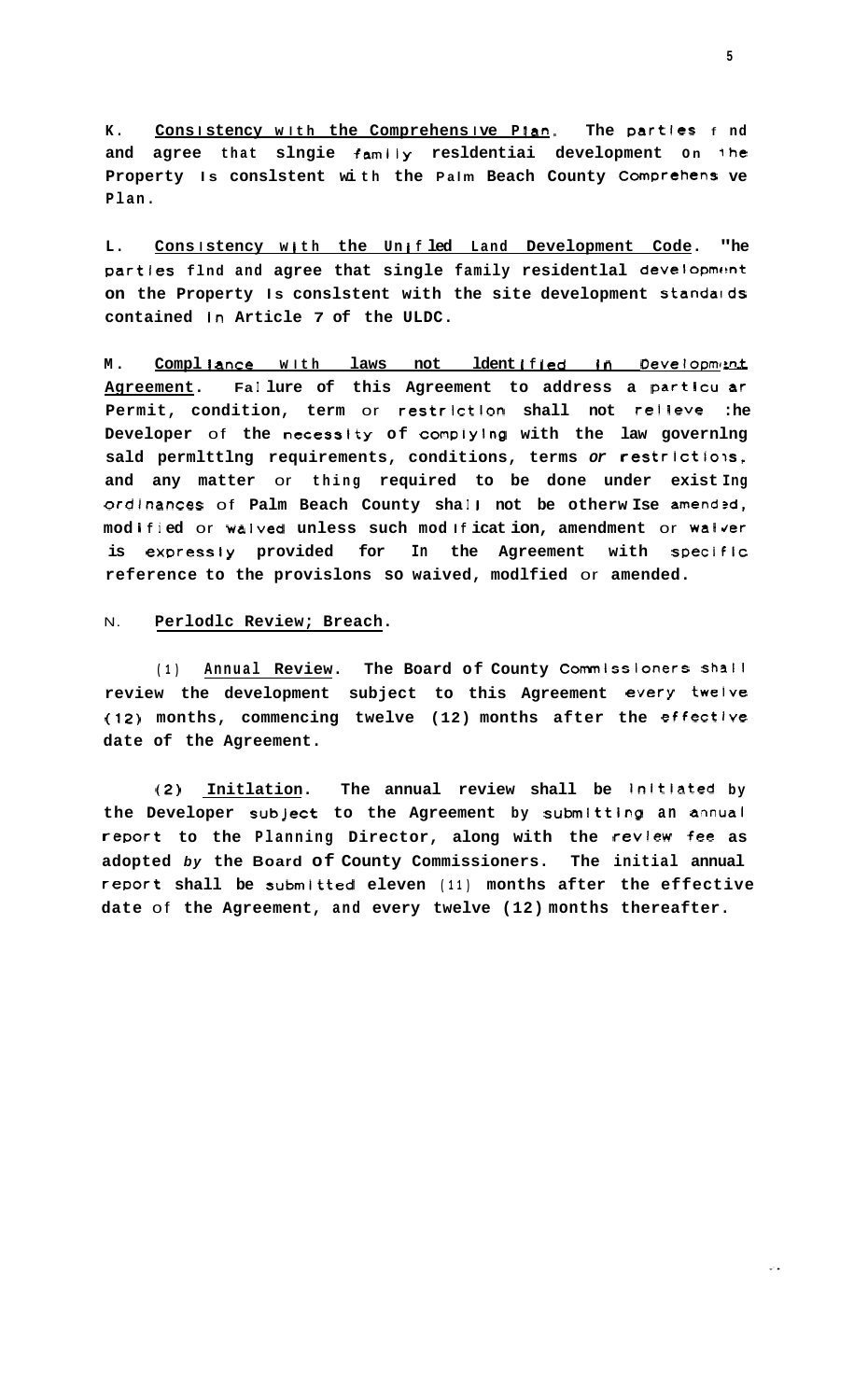**K. Consistency with the Comprehensive Plan.** The parties find and agree that single family residential development on the Property is consistent with the Palm Beach County Comprehensive Plan.

**L. Consistency with the Unified Land Development Code.** The parties find and agree that single family residential development on the Property is consistent with the site development standards contained in Article 7 of the ULDC.

**M. Compliance with laws not identified in Development Agreement.** Failure of this Agreement to address a particular Permit, condition, term or restriction shall not relieve the Developer of the necessity of complying with the law governing said permitting requirements, conditions, terms or restrictions, and any matter or thing required to be done under existing ordinances of Palm Beach County shall not be otherwise amended, modified or waived unless such modification, amendment or waiver is expressly provided for in the Agreement with specific reference to the provisions so waived, modified or amended.

**N. Periodic Review; Breach.**

(1) **Annual Review.** The Board of County Commissioners shall review the development subject to this Agreement every twelve (12) months, commencing twelve (12) months after the effective date of the Agreement.

(2) **Initiation.** The annual review shall be initiated by the Developer subject to the Agreement by submitting an annual report to the Planning Director, along with the review fee as adopted by the Board of County Commissioners. The initial annual report shall be submitted eleven (11) months after the effective date of the Agreement, and every twelve (12) months thereafter.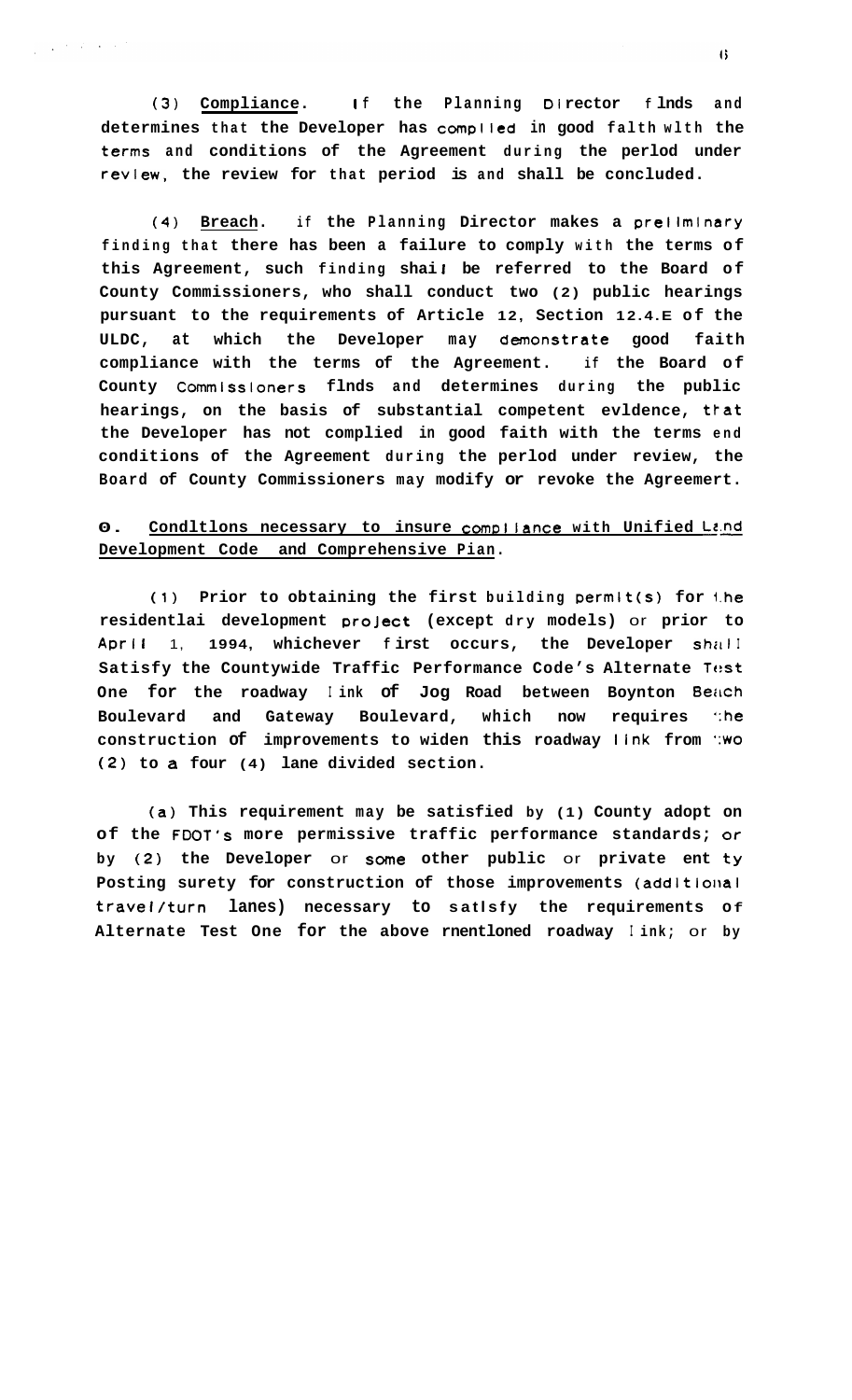**(3) <u>Compliance</u>. If the Planning Director finds and determines that the Developer has complied in good faith with the terms and conditions of the Agreement during the period under review, the review for that period is and shall be concluded.**

**(4) <u>Breach</u>. if the Planning Director makes a preliminary finding that there has been a failure to comply with the terms of this Agreement, such finding shall be referred to the Board of County Commissioners, who shall conduct two (2) public hearings pursuant to the requirements of Article 12, Section 12.4.E of the ULDC, at which the Developer may demonstrate good faith compliance with the terms of the Agreement. if the Board of County Commissioners finds and determines during the public hearings, on the basis of substantial competent evidence, that the Developer has not complied in good faith with the terms end conditions of the Agreement during the period under review, the Board of County Commissioners may modify or revoke the Agreemert.**

**O. <u>Conditions necessary to insure compliance with Unified Land Development Code and Comprehensive Pian</u>.**

**(1) Prior to obtaining the first building permit(s) for the residentlai development project (except dry models) or prior to April 1, 1994, whichever first occurs, the Developer shall Satisfy the Countywide Traffic Performance Code's Alternate Test One for the roadway link of Jog Road between Boynton Beach Boulevard and Gateway Boulevard, which now requires the construction of improvements to widen this roadway link from two (2) to a four (4) lane divided section.**

**(a) This requirement may be satisfied by (1) County adopt on of the FDOT's more permissive traffic performance standards; or by (2) the Developer or some other public or private ent ty Posting surety for construction of those improvements (additional travel/turn lanes) necessary to satisfy the requirements of Alternate Test One for the above mentioned roadway link; or by**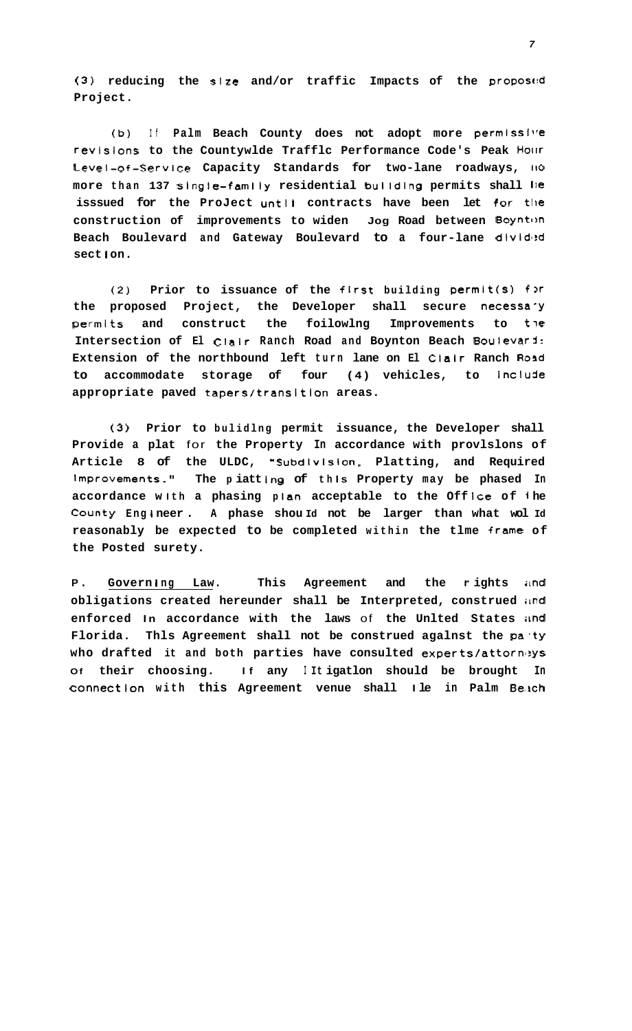(3) reducing the size and/or traffic Impacts of the proposed Project.

(b) If Palm Beach County does not adopt more permissive revisions to the Countywide Traffic Performance Code's Peak Hour Level-of-Service Capacity Standards for two-lane roadways, no more than 137 single-family residential building permits shall be isssued for the Project until contracts have been let for the construction of improvements to widen Jog Road between Boynton Beach Boulevard and Gateway Boulevard to a four-lane divided section.

(2) Prior to issuance of the first building permit(s) for the proposed Project, the Developer shall secure necessary permits and construct the following Improvements to the Intersection of El Clair Ranch Road and Boynton Beach Boulevard: Extension of the northbound left turn lane on El Clair Ranch Road to accommodate storage of four (4) vehicles, to include appropriate paved tapers/transition areas.

(3) Prior to building permit issuance, the Developer shall Provide a plat for the Property In accordance with provisions of Article 8 of the ULDC, "Subdivision, Platting, and Required Improvements." The platting of this Property may be phased In accordance with a phasing plan acceptable to the Office of the County Engineer. A phase should not be larger than what would reasonably be expected to be completed within the time frame of the Posted surety.

P. Governing Law. This Agreement and the rights and obligations created hereunder shall be Interpreted, construed and enforced In accordance with the laws of the United States and Florida. This Agreement shall not be construed against the party who drafted it and both parties have consulted experts/attorneys of their choosing. If any litigation should be brought In connection with this Agreement venue shall lie in Palm Beach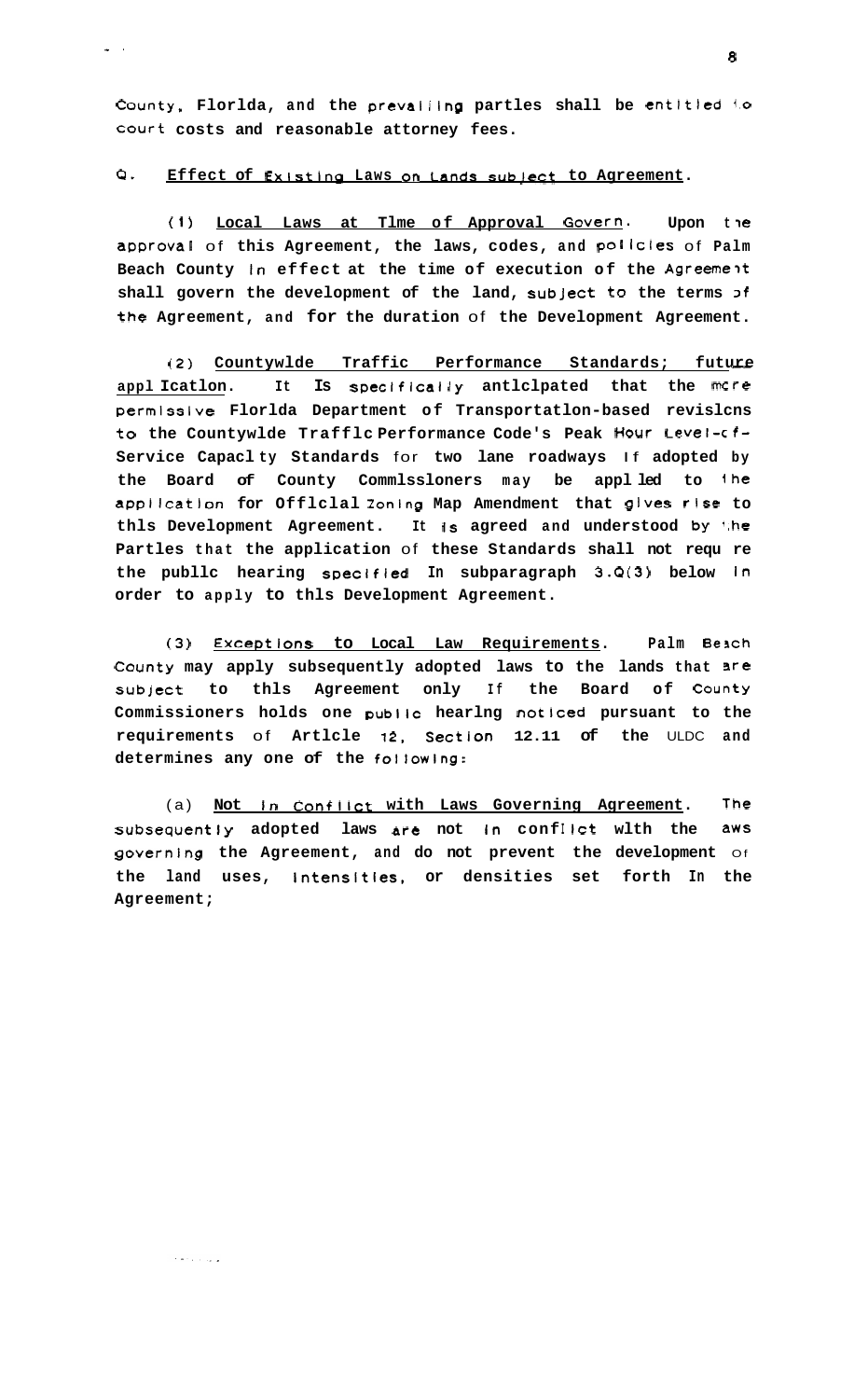County, Florida, and the prevailing parties shall be entitled to court costs and reasonable attorney fees.

Q. <u>Effect of Existing Laws on Lands subject to Agreement</u>.

(1) <u>Local Laws at Time of Approval Govern</u>. Upon the approval of this Agreement, the laws, codes, and policies of Palm Beach County in effect at the time of execution of the Agreement shall govern the development of the land, subject to the terms of the Agreement, and for the duration of the Development Agreement.

(2) <u>Countywide Traffic Performance Standards; future application</u>. It Is specifically anticipated that the more permissive Florida Department of Transportation-based revisions to the Countywide Traffic Performance Code's Peak Hour Level-of-Service Capacity Standards for two lane roadways if adopted by the Board of County Commissioners may be applied to the application for Official Zoning Map Amendment that gives rise to this Development Agreement. It is agreed and understood by the Parties that the application of these Standards shall not require the public hearing specified in subparagraph 3.Q(3) below in order to apply to this Development Agreement.

(3) <u>Exceptions to Local Law Requirements</u>. Palm Beach County may apply subsequently adopted laws to the lands that are subject to this Agreement only if the Board of County Commissioners holds one public hearing noticed pursuant to the requirements of Article 12, Section 12.11 of the ULDC and determines any one of the following:

(a) <u>Not in Conflict with Laws Governing Agreement</u>. The subsequently adopted laws are not in conflict with the laws governing the Agreement, and do not prevent the development of the land uses, intensities, or densities set forth in the Agreement;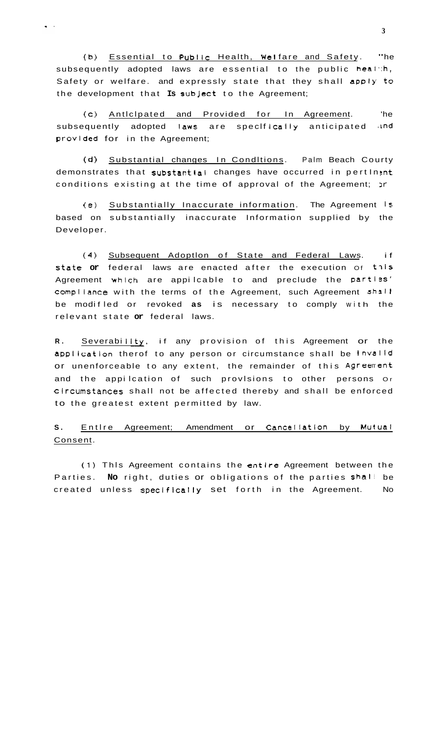(b) Essential to Public Health, Welfare and Safety. The subsequently adopted laws are essential to the public health, Safety or welfare. and expressly state that they shall apply to the development that Is subject to the Agreement;

(c) Anticipated and Provided for In Agreement. The subsequently adopted laws are specifically anticipated and provided for in the Agreement;

(d) Substantial changes In Conditions. Palm Beach County demonstrates that substantial changes have occurred in pertinent conditions existing at the time of approval of the Agreement; or

(e) Substantially Inaccurate information. The Agreement Is based on substantially inaccurate Information supplied by the Developer.

(4) Subsequent Adoption of State and Federal Laws. if state or federal laws are enacted after the execution of this Agreement which are applicable to and preclude the parties' compliance with the terms of the Agreement, such Agreement shall be modified or revoked as is necessary to comply with the relevant state or federal laws.

R. Severability, if any provision of this Agreement or the application therof to any person or circumstance shall be invalid or unenforceable to any extent, the remainder of this Agreement and the application of such provisions to other persons or circumstances shall not be affected thereby and shall be enforced to the greatest extent permitted by law.

S. Entire Agreement; Amendment or Cancellation by Mutual Consent.

(1) This Agreement contains the entire Agreement between the Parties. No right, duties or obligations of the parties shall be created unless specifically set forth in the Agreement. No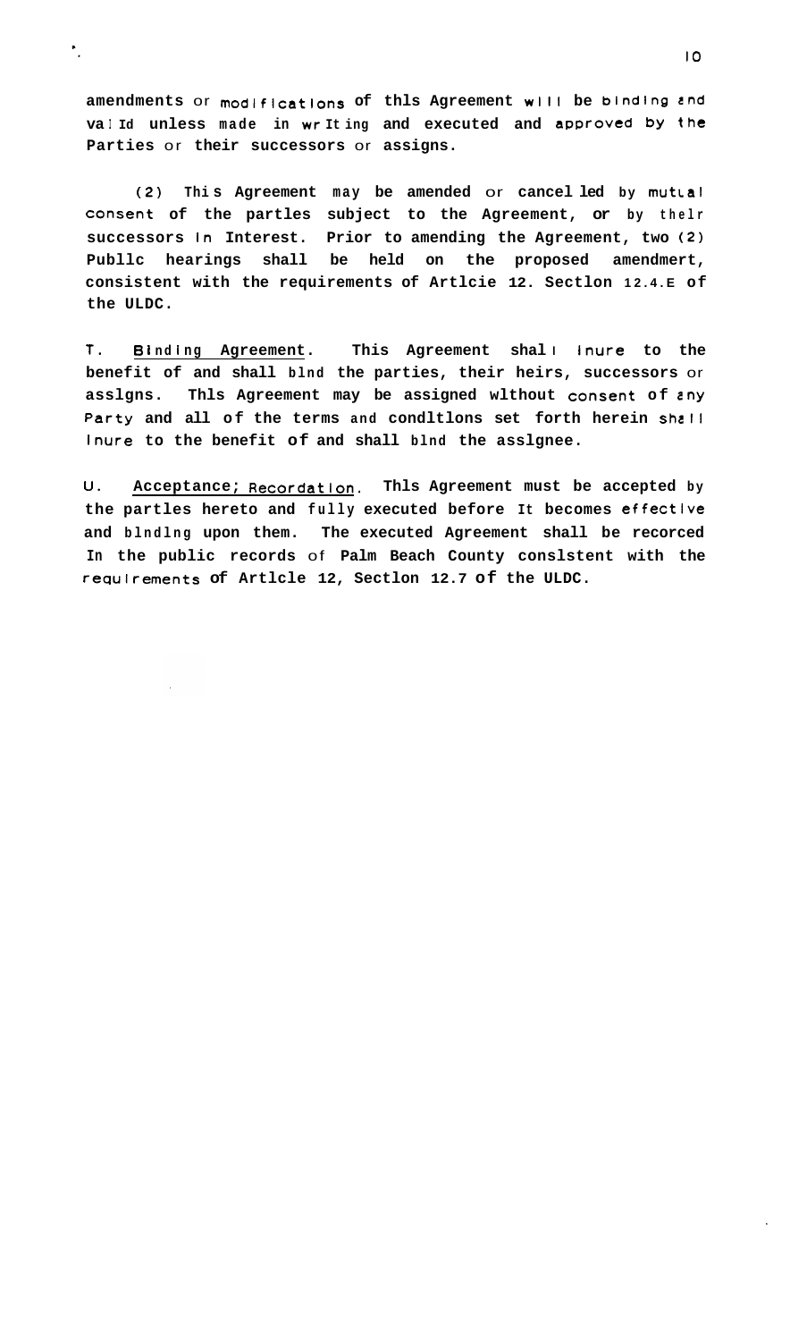amendments or modifications of this Agreement will be binding and valid unless made in writing and executed and approved by the Parties or their successors or assigns.

(2) This Agreement may be amended or cancelled by mutual consent of the parties subject to the Agreement, or by their successors in Interest. Prior to amending the Agreement, two (2) Public hearings shall be held on the proposed amendment, consistent with the requirements of Article 12. Section 12.4.E of the ULDC.

T. <u>Binding Agreement</u>. This Agreement shall inure to the benefit of and shall bind the parties, their heirs, successors or assigns. This Agreement may be assigned without consent of any Party and all of the terms and conditions set forth herein shall inure to the benefit of and shall bind the assignee.

U. <u>Acceptance; Recordation</u>. This Agreement must be accepted by the parties hereto and fully executed before it becomes effective and binding upon them. The executed Agreement shall be recorded in the public records of Palm Beach County consistent with the requirements of Article 12, Section 12.7 of the ULDC.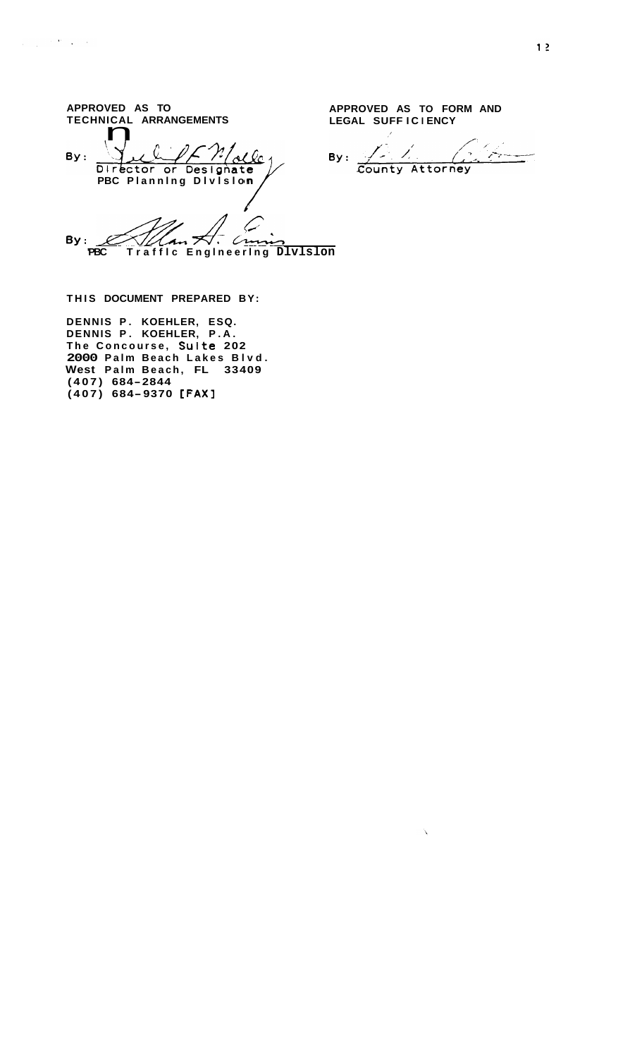**APPROVED AS TO TECHNICAL ARRANGEMENTS**

By: ______________________
Director or Designate
PBC Planning Division

By: ______________________
PBC Traffic Engineering Division

**APPROVED AS TO FORM AND LEGAL SUFFICIENCY**

By: ______________________
County Attorney

**THIS DOCUMENT PREPARED BY:**

**DENNIS P. KOEHLER, ESQ.**
**DENNIS P. KOEHLER, P.A.**
**The Concourse, Suite 202**
**2000 Palm Beach Lakes Blvd.**
**West Palm Beach, FL 33409**
**(407) 684-2844**
**(407) 684-9370 [FAX]**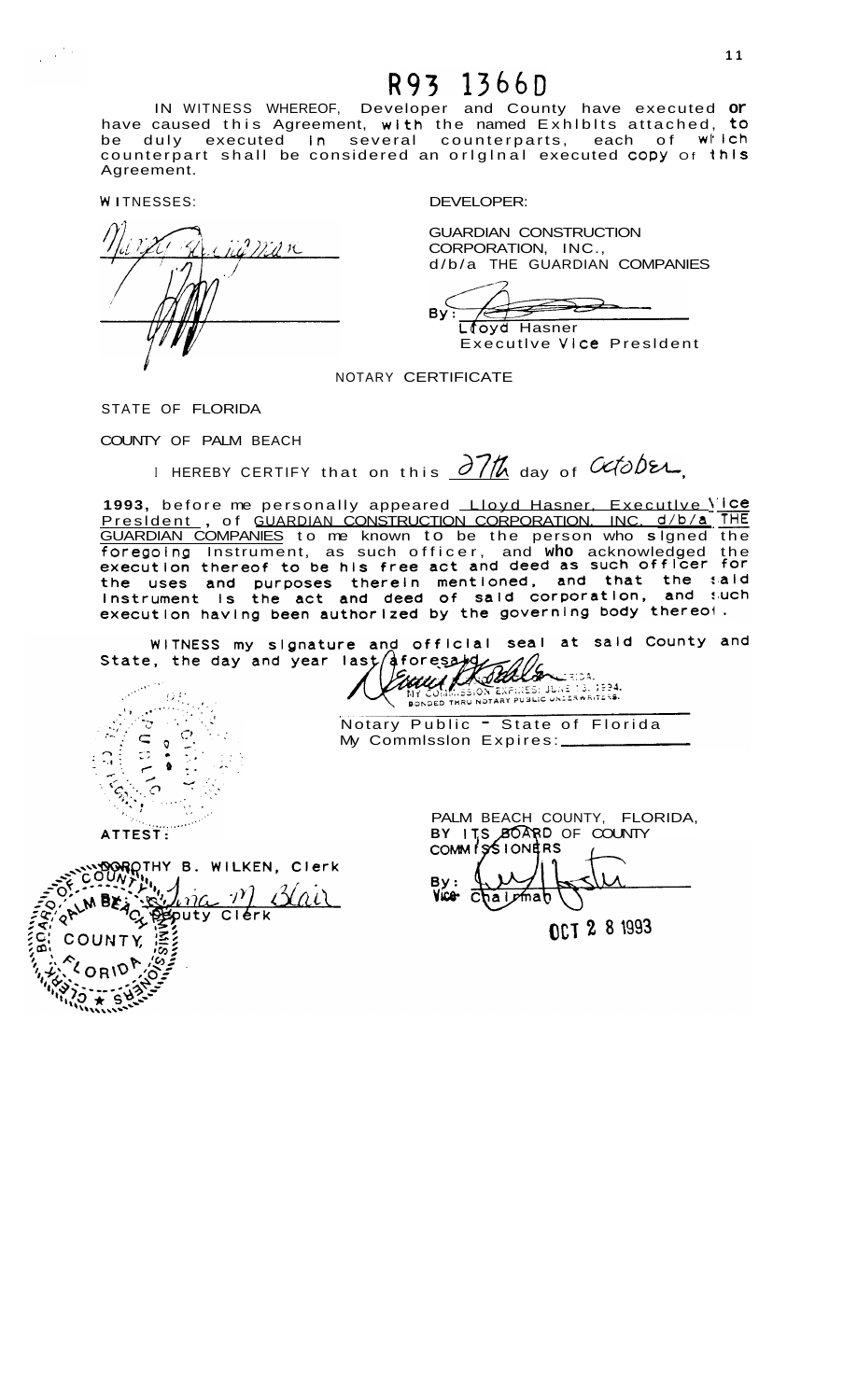# R93 1366D

IN WITNESS WHEREOF, Developer and County have executed or have caused this Agreement, with the named Exhibits attached, to be duly executed in several counterparts, each of which counterpart shall be considered an original executed copy of this Agreement.

WITNESSES:

DEVELOPER:

GUARDIAN CONSTRUCTION CORPORATION, INC.,
d/b/a THE GUARDIAN COMPANIES

By: ____________________
Lloyd Hasner
Executive Vice President

NOTARY CERTIFICATE

STATE OF FLORIDA

COUNTY OF PALM BEACH

I HEREBY CERTIFY that on this 27th day of October, 1993, before me personally appeared Lloyd Hasner, Executive Vice President, of GUARDIAN CONSTRUCTION CORPORATION, INC. d/b/a THE GUARDIAN COMPANIES to me known to be the person who signed the foregoing instrument, as such officer, and who acknowledged the execution thereof to be his free act and deed as such officer for the uses and purposes therein mentioned, and that the said instrument is the act and deed of said corporation, and such execution having been authorized by the governing body thereof.

WITNESS my signature and official seal at said County and State, the day and year last aforesaid.

MY COMMISSION EXPIRES: JUNE 13, 1994.
BONDED THRU NOTARY PUBLIC UNDERWRITERS.

Notary Public - State of Florida
My Commission Expires: ____________

ATTEST:

DOROTHY B. WILKEN, Clerk

By: ____________________
Deputy Clerk

PALM BEACH COUNTY, FLORIDA,
BY ITS BOARD OF COUNTY COMMISSIONERS

By: ____________________
Vice Chairman

OCT 2 8 1993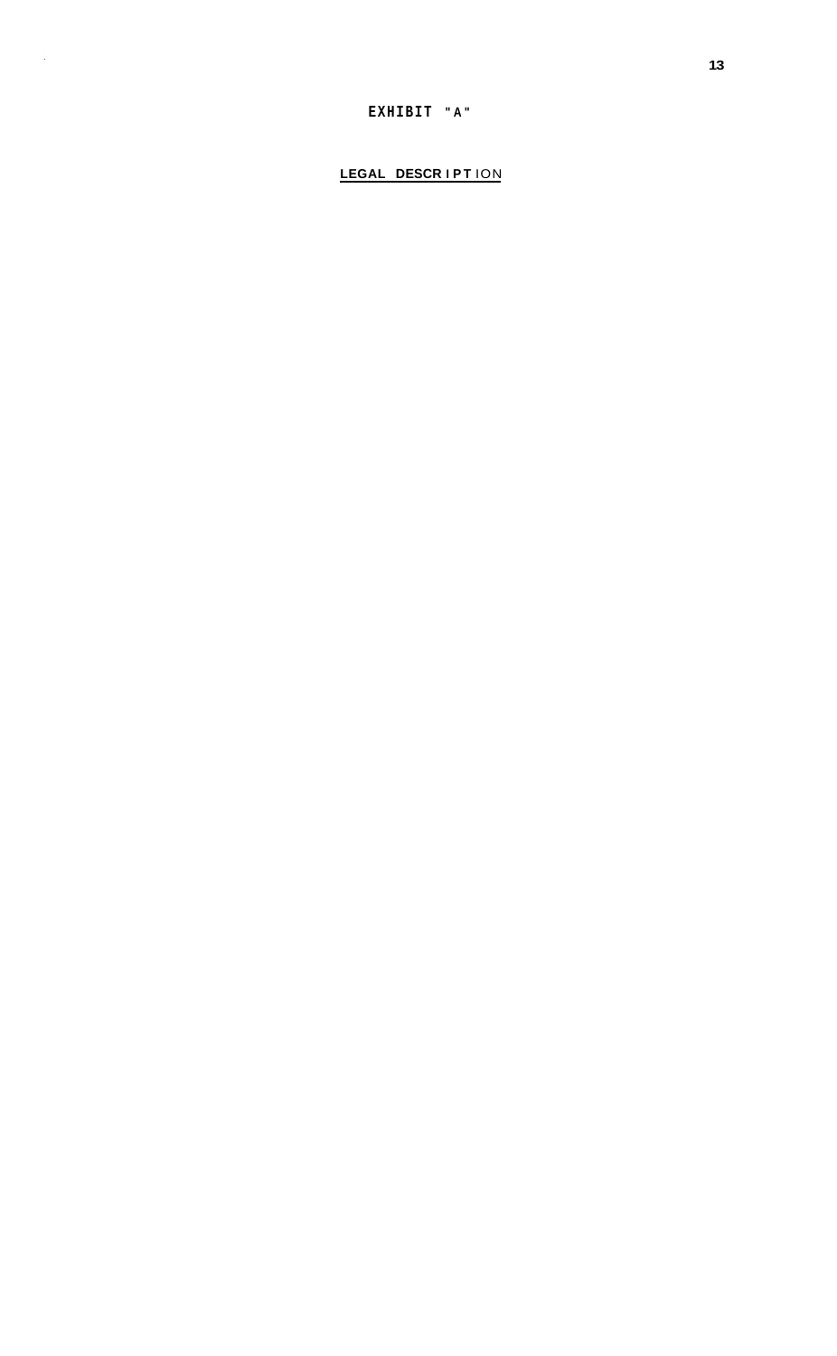# EXHIBIT "A"

## LEGAL DESCRIPTION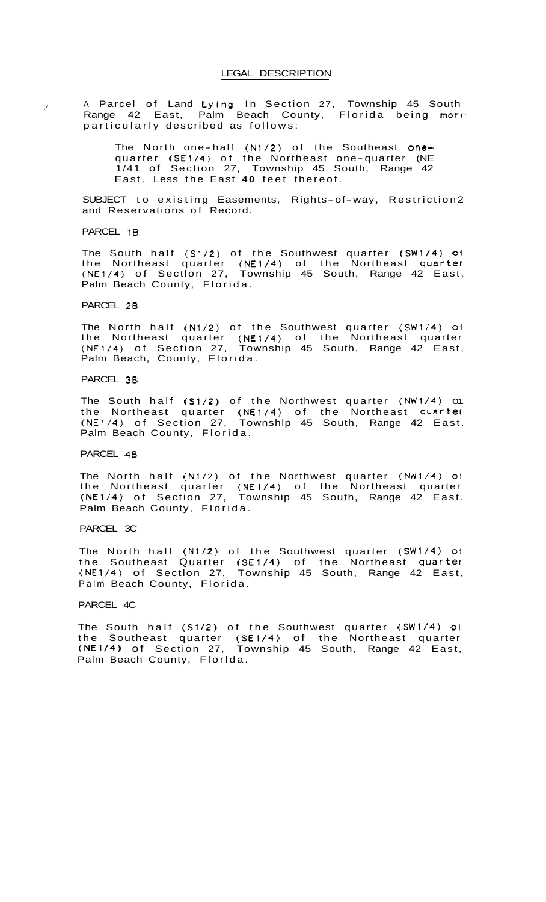## LEGAL DESCRIPTION

A Parcel of Land Lying In Section 27, Township 45 South Range 42 East, Palm Beach County, Florida being more particularly described as follows:

> The North one-half (N1/2) of the Southeast one-quarter (SE1/4) of the Northeast one-quarter (NE 1/41 of Section 27, Township 45 South, Range 42 East, Less the East **40** feet thereof.

SUBJECT to existing Easements, Rights-of-way, Restriction2 and Reservations of Record.

PARCEL 1B

The South half (S1/2) of the Southwest quarter (SW1/4) of the Northeast quarter (NE1/4) of the Northeast quarter (NE1/4) of Section 27, Township 45 South, Range 42 East, Palm Beach County, Florida.

PARCEL 2B

The North half (N1/2) of the Southwest quarter (SW1/4) of the Northeast quarter (NE1/4) of the Northeast quarter (NE1/4) of Section 27, Township 45 South, Range 42 East, Palm Beach, County, Florida.

PARCEL 3B

The South half (S1/2) of the Northwest quarter (NW1/4) of the Northeast quarter (NE1/4) of the Northeast quarter (NE1/4) of Section 27, Township 45 South, Range 42 East. Palm Beach County, Florida.

PARCEL 4B

The North half (N1/2) of the Northwest quarter (NW1/4) of the Northeast quarter (NE1/4) of the Northeast quarter (NE1/4) of Section 27, Township 45 South, Range 42 East. Palm Beach County, Florida.

PARCEL 3C

The North half (N1/2) of the Southwest quarter (SW1/4) of the Southeast Quarter (SE1/4) of the Northeast quarter (NE1/4) of Section 27, Township 45 South, Range 42 East, Palm Beach County, Florida.

PARCEL 4C

The South half (S1/2) of the Southwest quarter (SW1/4) of the Southeast quarter (SE1/4) of the Northeast quarter (NE1/4) of Section 27, Township 45 South, Range 42 East, Palm Beach County, Florida.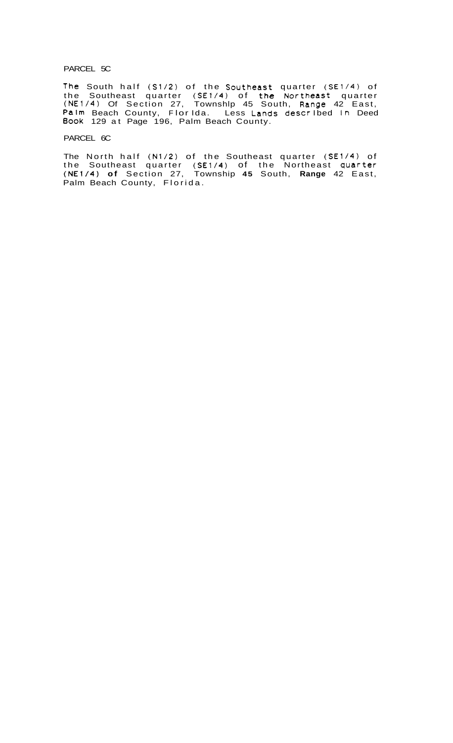PARCEL 5C

The South half (S1/2) of the Southeast quarter (SE1/4) of the Southeast quarter (SE1/4) of the Northeast quarter (NE1/4) Of Section 27, Townshlp 45 South, Range 42 East, Palm Beach County, Florlda. Less Lands descrlbed ln Deed Book 129 at Page 196, Palm Beach County.

PARCEL 6C

The North half (N1/2) of the Southeast quarter (SE1/4) of the Southeast quarter (SE1/4) of the Northeast quarter (NE1/4) of Section 27, Township 45 South, Range 42 East, Palm Beach County, Florida.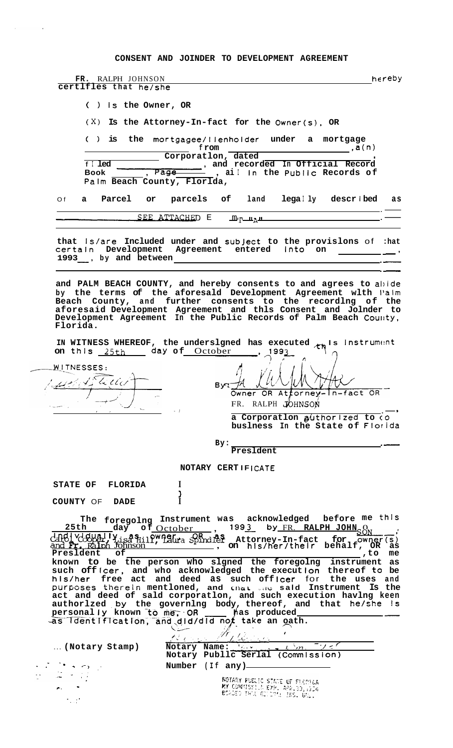# CONSENT AND JOINDER TO DEVELOPMENT AGREEMENT

**FR.** RALPH JOHNSON hereby **certifies that he/she**

( ) **Is the Owner, OR**

(X) **Is the Attorney-In-fact for the Owner(s), OR**

( ) **is the** mortgagee/lienholder **under a mortgage** ________________ **from** ________________, **a(n)** ________________ **Corporation, dated** ________________, **filed** ________________, **and recorded In Official Record Book** ______, **Page** ______, **all In the Public Records of Palm Beach County, Florida,**

of **a Parcel or parcels of land legally described as** ________________ SEE ATTACHED EXHIBIT "A" ________________.

**that is/are Included under and subject to the provisions of that certain Development Agreement entered into on** ________________, **1993**__, **by and between** ________________________________

**and PALM BEACH COUNTY, and hereby consents to and agrees to abide by the terms of the aforesaid Development Agreement with Palm Beach County, and further consents to the recording of the aforesaid Development Agreement and this Consent and Joinder to Development Agreement In the Public Records of Palm Beach County, Florida.**

**IN WITNESS WHEREOF, the undersigned has executed this Instrument on this** 25th **day of** October, **1993**.

WITNESSES:

[signature]

By: [signature]
Owner OR Attorney-In-fact OR
FR. RALPH JOHNSON

________________,
**a Corporation authorized to do business In the State of Florida**

By: ________________
**President**

## NOTARY CERTIFICATE

**STATE OF FLORIDA** )
**COUNTY OF DADE** )

**The foregoing Instrument was acknowledged before me this** 25th **day of** October, **1993 by** FR. **RALPH JOHNSON**, Individually, as owner, OR as **Attorney-In-fact for owner(s)** Carol Cooper, Lisa Hill, Laura Spindler and **Fr.** Ralph Johnson, **on his/her/their behalf, OR as President of** ________________, **to me known to be the person who signed the foregoing instrument as such officer, and who acknowledged the execution thereof to be his/her free act and deed as such officer for the uses and purposes therein mentioned, and that the said Instrument Is the act and deed of said corporation, and such execution having been authorized by the governing body, thereof, and that he/she is personally known to me, OR** ____ **has produced** ________________ **as identification, and did/did not take an oath.**

[signature]

... **(Notary Stamp)**

**Notary Name:** ________________
**Notary Public Serial (Commission) Number (If any)** ________________

NOTARY PUBLIC STATE OF FLORIDA
MY COMMISSION EXP. APR.30,1994
BONDED THRU GENERAL INS. UND.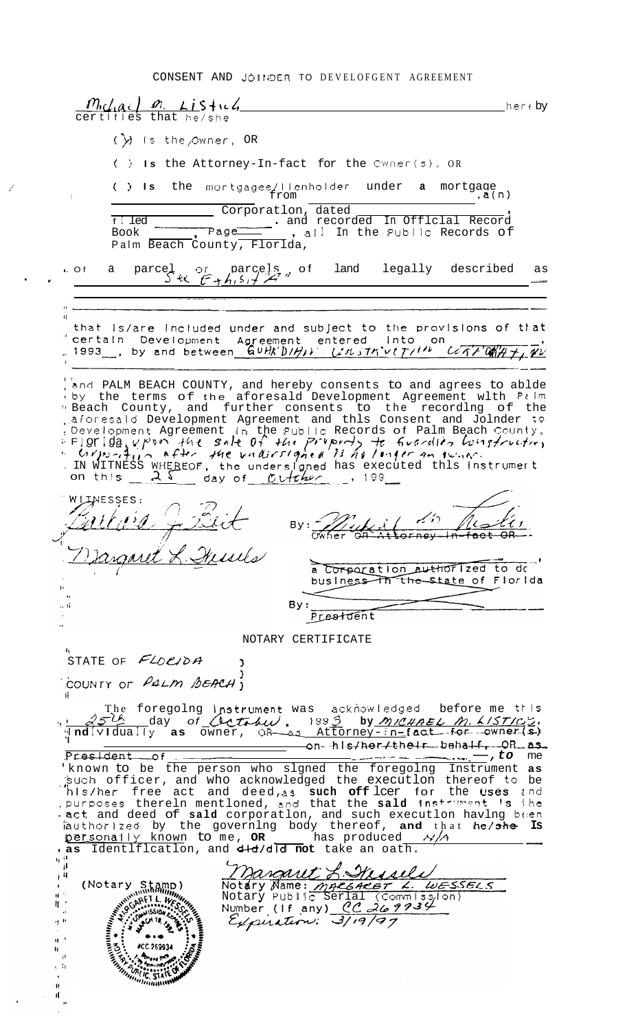# CONSENT AND JOINDER TO DEVELOPMENT AGREEMENT

Michael M. Listick hereby certifies that he/she

(X) Is the Owner, OR

( ) Is the Attorney-In-fact for the Owner(s), OR

( ) Is the mortgagee/lienholder under a mortgage from ________________, a(n) ________________ Corporation, dated ________________, filed ________________, and recorded In Official Record Book ______, Page ______, all In the Public Records of Palm Beach County, Florida,

of a parcel or parcels of land legally described as See Exhibit "A"

that is/are included under and subject to the provisions of that certain Development Agreement entered into on ________________, 1993__, by and between GUHK'D/H/K CONSTRUCTION CORP, INC. and PALM BEACH COUNTY, and hereby consents to and agrees to abide by the terms of the aforesaid Development Agreement with Palm Beach County, and further consents to the recording of the aforesaid Development Agreement and this Consent and Joinder to Development Agreement in the Public Records of Palm Beach County, Florida, upon the sale of the property to Guardian Construction Corporation after the undersigned is no longer an owner.

IN WITNESS WHEREOF, the undersigned has executed this instrument on this 25 day of October, 199__

WITNESSES:

[signature]

[signature: Margaret L. Wessels]

By: [signature]
~~Owner OR Attorney-in-fact OR~~

________________,
~~a Corporation authorized to do business in the State of Florida~~

By: ________________
~~President~~

## NOTARY CERTIFICATE

STATE OF FLORIDA )
COUNTY OF PALM BEACH )

The foregoing instrument was acknowledged before me this 25th day of October, 1993 by MICHAEL M. LISTICK, individually as owner, ~~OR as Attorney-in-fact for owner(s)~~ ________________ ~~on his/her/their behalf, OR as President of~~ ________________, to me known to be the person who signed the foregoing Instrument as such officer, and who acknowledged the execution thereof to be his/her free act and deed, as such officer for the uses and purposes therein mentioned, and that the said instrument is the act and deed of said corporation, and such execution having been authorized by the governing body thereof, and that he/~~she~~ Is personally known to me, OR ____ has produced N/A as Identification, and ~~did~~/did not take an oath.

(Notary Stamp)

[signature: Margaret L. Wessels]
Notary Name: MARGARET L. WESSELS
Notary Public Serial (Commission) Number (If any) CC 269934
Expiration: 3/19/97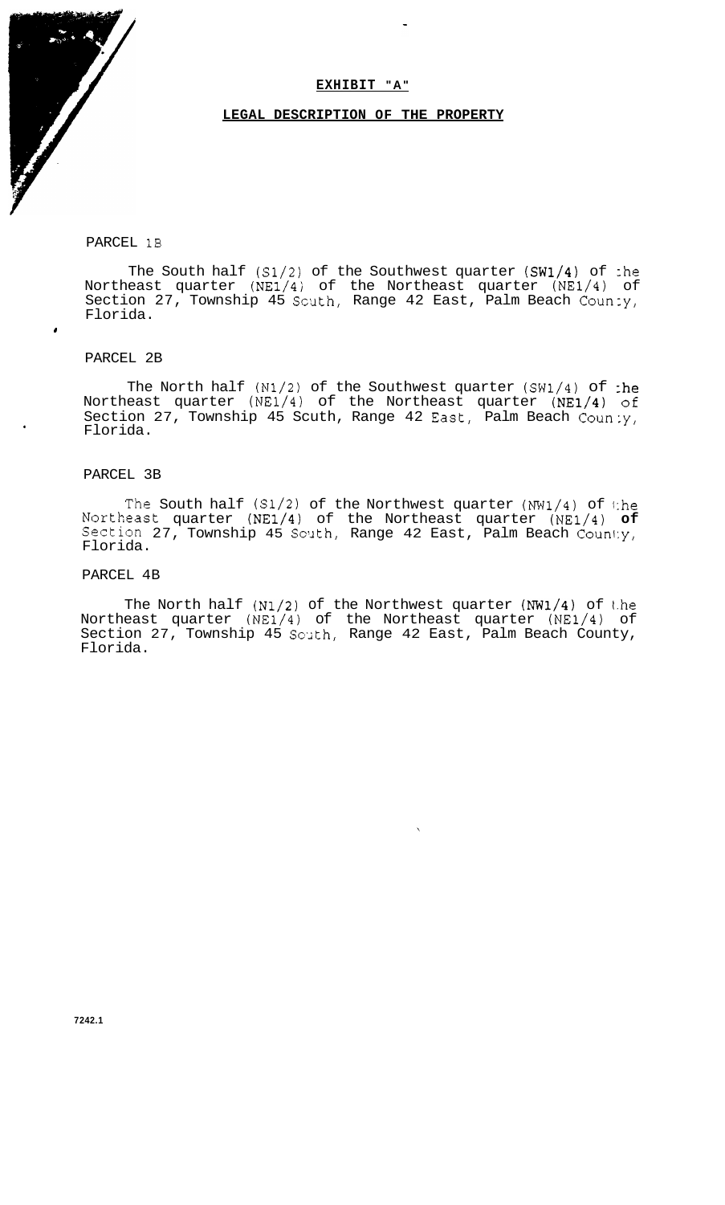# EXHIBIT "A"

## LEGAL DESCRIPTION OF THE PROPERTY

PARCEL 1B

The South half (S1/2) of the Southwest quarter (SW1/4) of the Northeast quarter (NE1/4) of the Northeast quarter (NE1/4) of Section 27, Township 45 South, Range 42 East, Palm Beach County, Florida.

PARCEL 2B

The North half (N1/2) of the Southwest quarter (SW1/4) of the Northeast quarter (NE1/4) of the Northeast quarter (NE1/4) of Section 27, Township 45 South, Range 42 East, Palm Beach County, Florida.

PARCEL 3B

The South half (S1/2) of the Northwest quarter (NW1/4) of the Northeast quarter (NE1/4) of the Northeast quarter (NE1/4) of Section 27, Township 45 South, Range 42 East, Palm Beach County, Florida.

PARCEL 4B

The North half (N1/2) of the Northwest quarter (NW1/4) of the Northeast quarter (NE1/4) of the Northeast quarter (NE1/4) of Section 27, Township 45 South, Range 42 East, Palm Beach County, Florida.

7242.1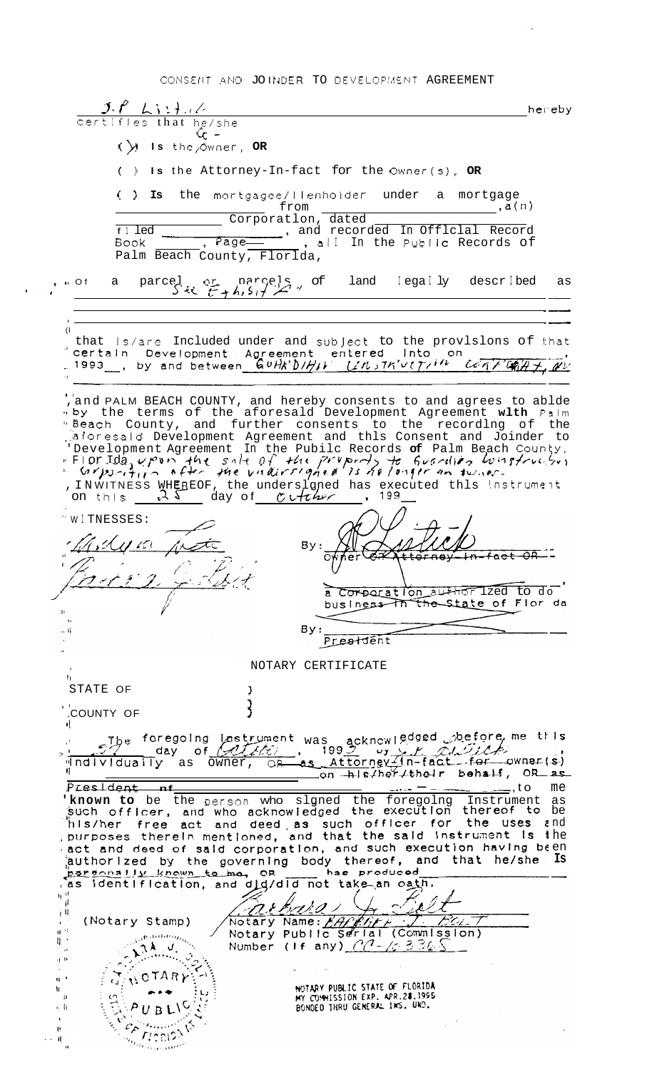CONSENT AND JOINDER TO DEVELOPMENT AGREEMENT

J.P. Listick hereby certifies that he/she

(X) is the Owner, OR

( ) is the Attorney-In-fact for the Owner(s), OR

( ) is the mortgagee/lienholder under a mortgage from ____________, a(n) ____________ Corporation, dated ____________ filed ____________, and recorded in Official Record Book ______, Page ______, all in the Public Records of Palm Beach County, Florida,

of a parcel or parcels of land legally described as See Exhibit "A"

________________________________________

that is/are included under and subject to the provisions of that certain Development Agreement entered into on ____________, 1993, by and between Guardian Construction Company, Inc.

and PALM BEACH COUNTY, and hereby consents to and agrees to abide by the terms of the aforesaid Development Agreement with Palm Beach County, and further consents to the recording of the aforesaid Development Agreement and this Consent and Joinder to Development Agreement in the Public Records of Palm Beach County, Florida, upon the sale of the property to Guardian Construction Corporation after the undersigned is no longer an owner.

IN WITNESS WHEREOF, the undersigned has executed this instrument on this 25 day of October, 199__

WITNESSES:

[signature]

[signature]

By: [signature]
~~Owner OR Attorney-In-fact OR~~

________________________________________,
a Corporation authorized to do business in the State of Florida

By: ____________________
~~President~~

NOTARY CERTIFICATE

STATE OF }

COUNTY OF }

The foregoing Instrument was acknowledged before me this 27 day of October, 1993 by J.P. Listick, individually as Owner, ~~OR as Attorney-In-fact for owner(s)~~ ____________ ~~on his/her/their behalf, OR as President of~~ ____________, to me known to be the person who signed the foregoing Instrument as such officer, and who acknowledged the execution thereof to be his/her free act and deed as such officer for the uses and purposes therein mentioned, and that the said instrument is the act and deed of said corporation, and such execution having been authorized by the governing body thereof, and that he/she is ~~personally known to me~~, OR ____ has produced ____________ as identification, and did/did not take an oath.

[signature]

(Notary Stamp)

Notary Name: Barbara J. Belt
Notary Public Serial (Commission) Number (if any) CC-123365

NOTARY PUBLIC STATE OF FLORIDA
MY COMMISSION EXP. APR.28,1995
BONDED THRU GENERAL INS. UND.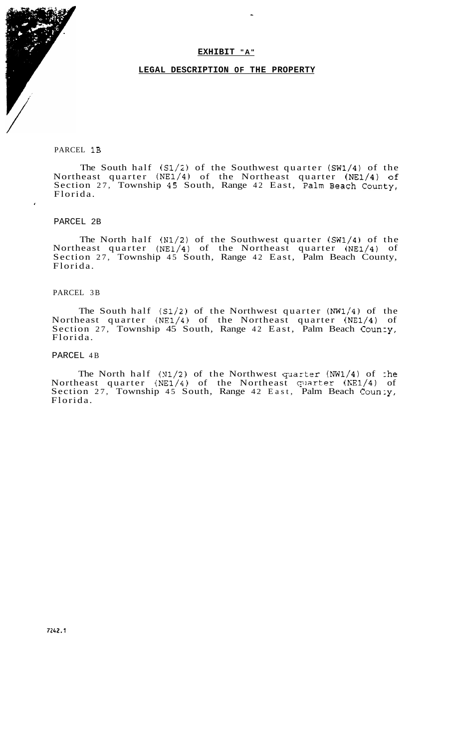**EXHIBIT "A"**

**LEGAL DESCRIPTION OF THE PROPERTY**

PARCEL 1B

The South half (S1/2) of the Southwest quarter (SW1/4) of the Northeast quarter (NE1/4) of the Northeast quarter (NE1/4) of Section 27, Township 45 South, Range 42 East, Palm Beach County, Florida.

PARCEL 2B

The North half (N1/2) of the Southwest quarter (SW1/4) of the Northeast quarter (NE1/4) of the Northeast quarter (NE1/4) of Section 27, Township 45 South, Range 42 East, Palm Beach County, Florida.

PARCEL 3B

The South half (S1/2) of the Northwest quarter (NW1/4) of the Northeast quarter (NE1/4) of the Northeast quarter (NE1/4) of Section 27, Township 45 South, Range 42 East, Palm Beach County, Florida.

PARCEL 4B

The North half (N1/2) of the Northwest quarter (NW1/4) of the Northeast quarter (NE1/4) of the Northeast quarter (NE1/4) of Section 27, Township 45 South, Range 42 East, Palm Beach County, Florida.

7242.1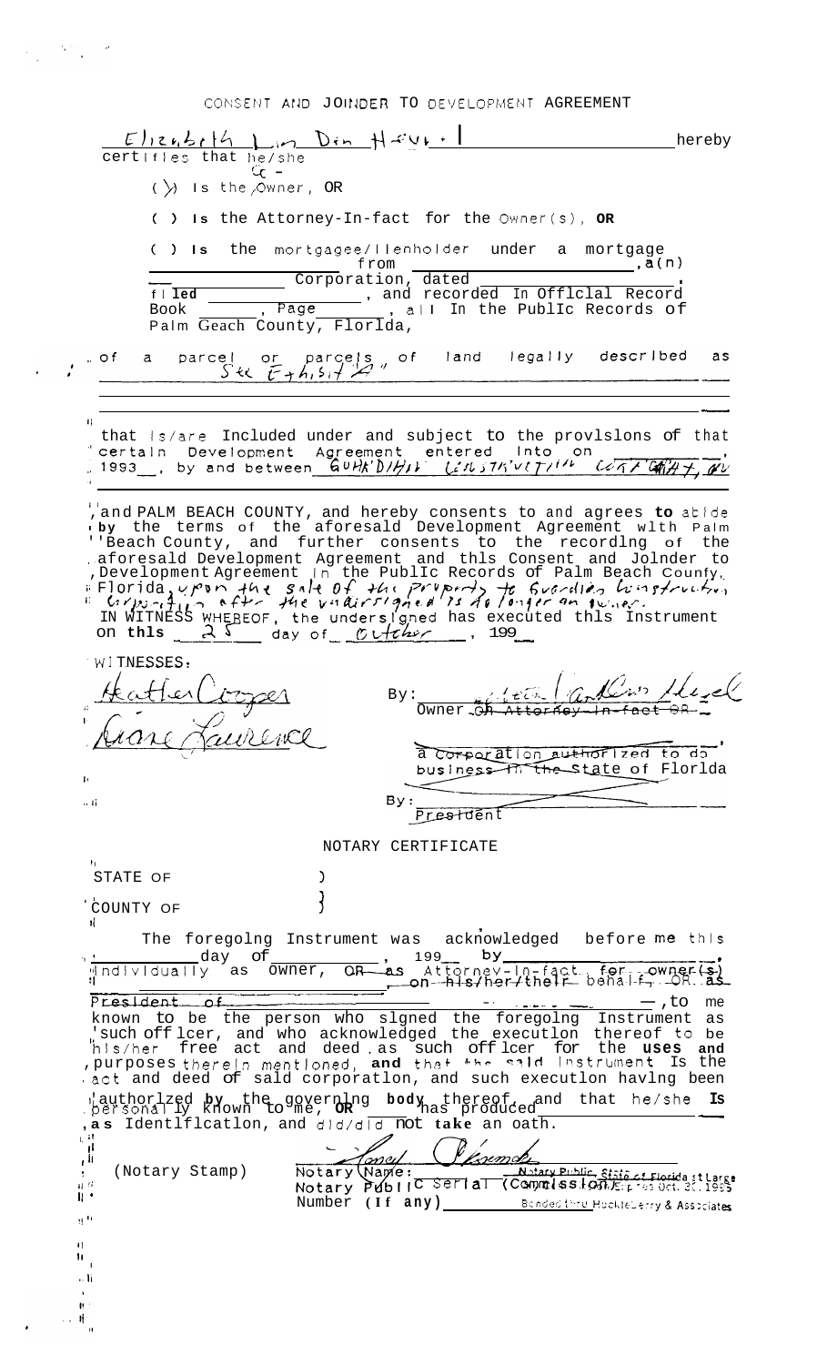# CONSENT AND JOINDER TO DEVELOPMENT AGREEMENT

Elizabeth Lin Din Hazel (Le -) hereby certifies that he/she

( X ) Is the Owner, OR

( ) Is the Attorney-In-fact for the Owner(s), OR

( ) Is the mortgagee/lienholder under a mortgage from \_\_\_\_\_\_\_\_\_\_\_\_\_\_\_\_, a(n) \_\_\_\_\_\_\_\_\_\_\_\_\_\_\_\_ Corporation, dated \_\_\_\_\_\_\_\_\_\_\_\_\_\_\_\_, filed \_\_\_\_\_\_\_\_\_\_\_\_\_\_\_\_, and recorded In Official Record Book \_\_\_\_\_\_, Page \_\_\_\_\_\_, all In the Public Records of Palm Beach County, Florida,

of a parcel or parcels of land legally described as See Exhibit "A"

that is/are included under and subject to the provisions of that certain Development Agreement entered into on \_\_\_\_\_\_\_\_\_\_\_\_\_\_\_\_, 1993, by and between Guardian Construction Company, Inc. and PALM BEACH COUNTY, and hereby consents to and agrees to abide by the terms of the aforesaid Development Agreement with Palm Beach County, and further consents to the recording of the aforesaid Development Agreement and this Consent and Joinder to Development Agreement in the Public Records of Palm Beach County, Florida, upon the sale of the property to Guardian Construction Corporation after the undersigned is no longer an owner.

IN WITNESS WHEREOF, the undersigned has executed this Instrument on this 25 day of October, 199\_\_

WITNESSES:

Heather Cooper

Diane Laurence

By: Elizabeth Andrews Hazel
Owner ~~OR Attorney-in-fact OR~~

\_\_\_\_\_\_\_\_\_\_\_\_\_\_\_\_,
~~a corporation authorized to do business in the State of Florida~~

By: \_\_\_\_\_\_\_\_\_\_\_\_\_\_\_\_
~~President~~

## NOTARY CERTIFICATE

STATE OF )

COUNTY OF )

The foregoing Instrument was acknowledged before me this \_\_\_\_\_\_ day of \_\_\_\_\_\_\_\_, 199\_\_ by \_\_\_\_\_\_\_\_\_\_\_\_\_\_\_\_, individually as Owner, ~~OR as Attorney-in-fact for owner(s) on his/her/their behalf, OR as President of~~ \_\_\_\_\_\_\_\_\_\_\_\_\_\_\_\_, to me known to be the person who signed the foregoing Instrument as such officer, and who acknowledged the execution thereof to be his/her free act and deed as such officer for the uses and purposes therein mentioned, and that the said instrument is the act and deed of said corporation, and such execution having been authorized by the governing body thereof, and that he/she is personally known to me, OR has produced \_\_\_\_\_\_\_\_\_\_\_\_\_\_\_\_ as Identification, and did/did not take an oath.

(Notary Stamp)

Notary Name: Nancy Plasencia
Notary Public Serial (Commission) Number (If any) \_\_\_\_\_\_\_\_\_\_\_\_\_\_\_\_

Notary Public, State of Florida at Large
My Commission Expires Oct. 30, 1995
Bonded thru Huckleberry & Associates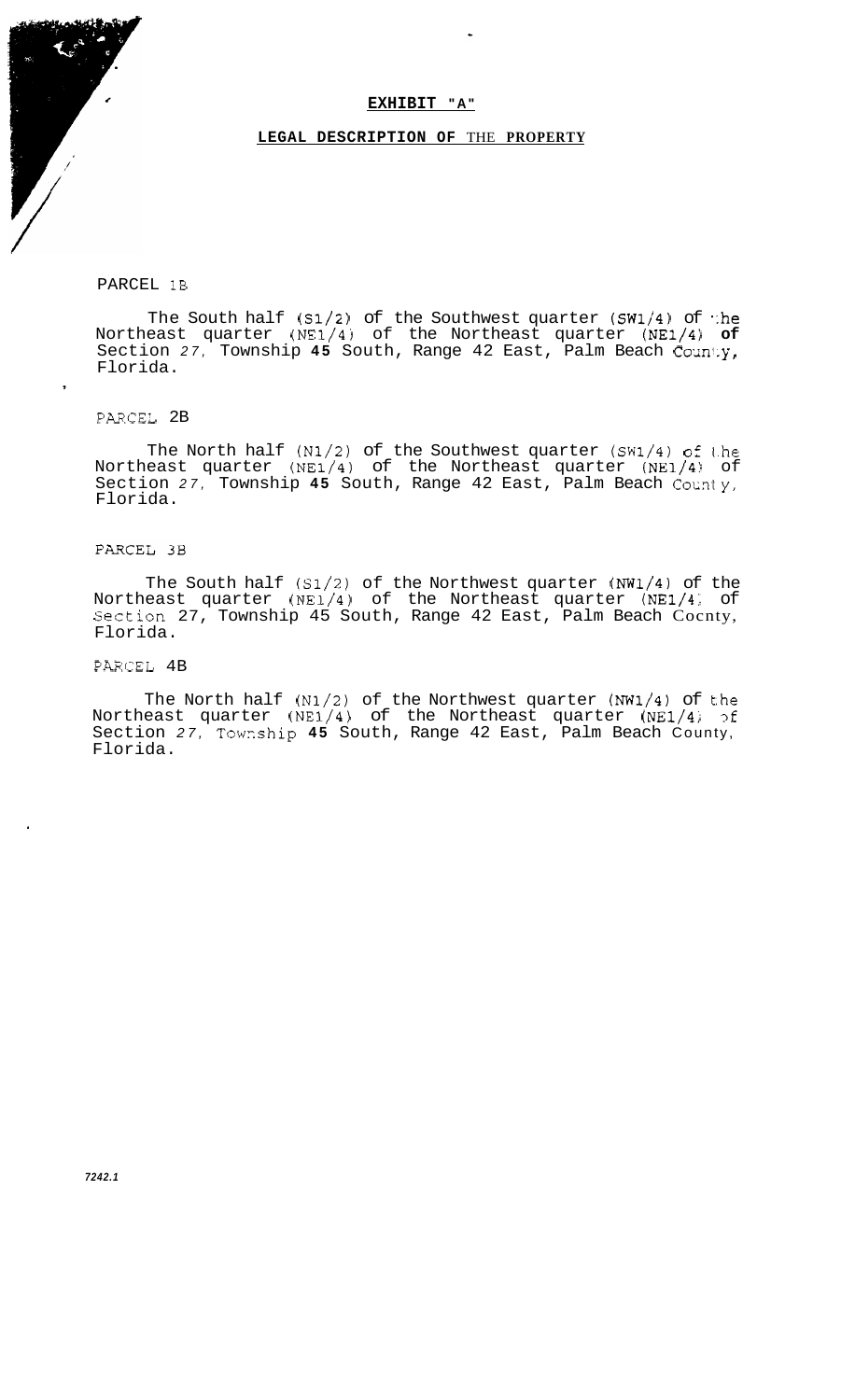**EXHIBIT "A"**

**LEGAL DESCRIPTION OF THE PROPERTY**

PARCEL 1B

The South half (S1/2) of the Southwest quarter (SW1/4) of the Northeast quarter (NE1/4) of the Northeast quarter (NE1/4) of Section 27, Township 45 South, Range 42 East, Palm Beach County, Florida.

PARCEL 2B

The North half (N1/2) of the Southwest quarter (SW1/4) of the Northeast quarter (NE1/4) of the Northeast quarter (NE1/4) of Section 27, Township 45 South, Range 42 East, Palm Beach County, Florida.

PARCEL 3B

The South half (S1/2) of the Northwest quarter (NW1/4) of the Northeast quarter (NE1/4) of the Northeast quarter (NE1/4) of Section 27, Township 45 South, Range 42 East, Palm Beach County, Florida.

PARCEL 4B

The North half (N1/2) of the Northwest quarter (NW1/4) of the Northeast quarter (NE1/4) of the Northeast quarter (NE1/4) of Section 27, Township 45 South, Range 42 East, Palm Beach County, Florida.

*7242.1*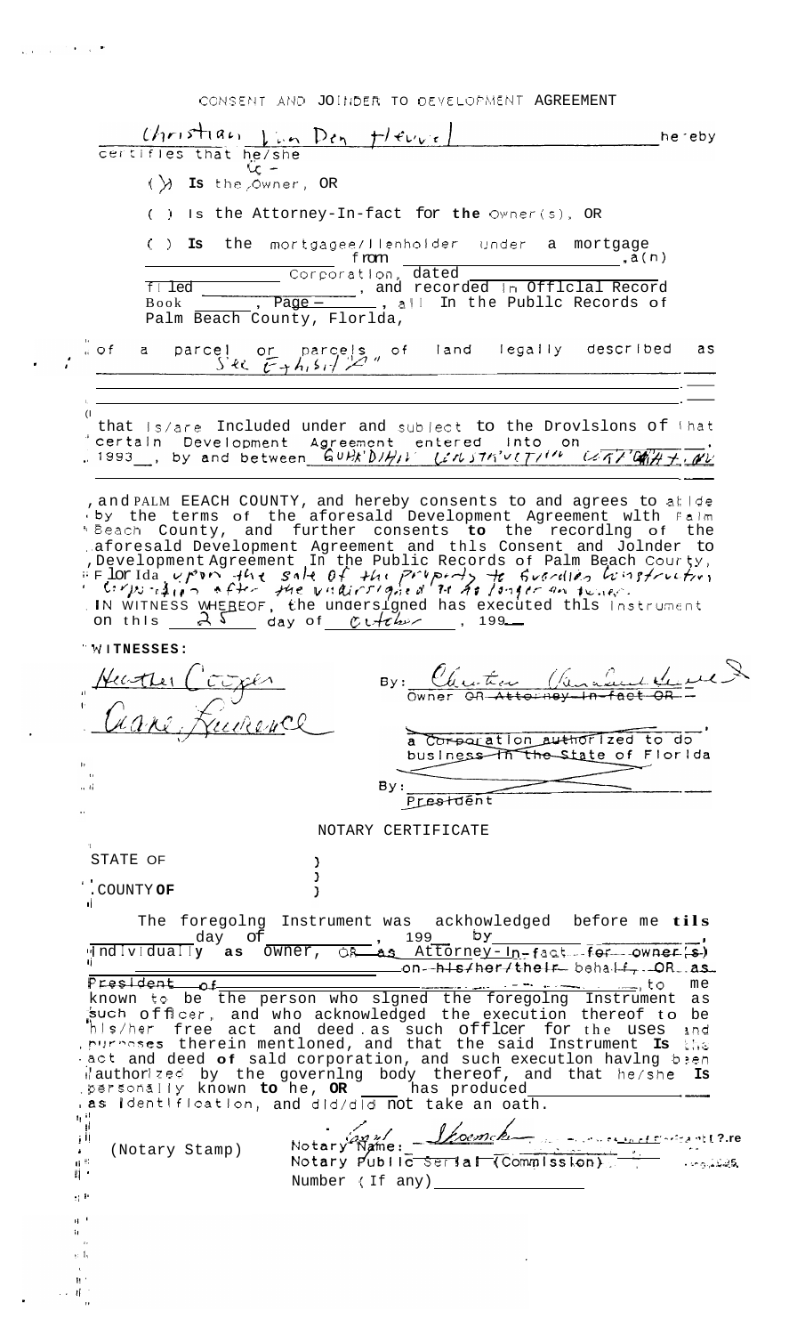CONSENT AND JOINDER TO DEVELOPMENT AGREEMENT

Christian Van Den Heuvel hereby certifies that he/she

(X) Is the Owner, OR

( ) Is the Attorney-In-fact for the Owner(s), OR

( ) Is the mortgagee/lienholder under a mortgage from ______________________________ a(n) ______________ Corporation, dated ______________ filed ______________, and recorded in Official Record Book ______, Page ______, all In the Public Records of Palm Beach County, Florida,

of a parcel or parcels of land legally described as See Exhibit "A"

______________________________________________________________

that is/are included under and subject to the provisions of that certain Development Agreement entered into on ______________, 1993, by and between GUARDIAN CONSTRUCTION CORP. ET. AL

, and PALM BEACH COUNTY, and hereby consents to and agrees to abide by the terms of the aforesaid Development Agreement with Palm Beach County, and further consents to the recording of the aforesaid Development Agreement and this Consent and Joinder to Development Agreement In the Public Records of Palm Beach County, Florida upon the sale of the property to Guardian Construction after the undersigned is no longer an owner.

IN WITNESS WHEREOF, the undersigned has executed this Instrument on this 25 day of October, 199__

WITNESSES:

Heather Cooper

Diane Lawrence

By: Christian Van Den Heuvel
Owner ~~OR Attorney-In-fact OR~~

~~______________________________,~~
~~a Corporation authorized to do business in the State of Florida~~

By: ______________________________
~~President~~

NOTARY CERTIFICATE

STATE OF )
)
COUNTY OF )

The foregoing Instrument was acknowledged before me this ______ day of ______________, 199__ by ______________________________, Individually as Owner, ~~OR as Attorney-In-fact for owner(s)~~ ______________________________ ~~on his/her/their behalf, OR as President of~~ ______________________________, to me known to be the person who signed the foregoing Instrument as such officer, and who acknowledged the execution thereof to be his/her free act and deed as such officer for the uses and purposes therein mentioned, and that the said Instrument Is the act and deed of said corporation, and such execution having been authorized by the governing body thereof, and that he/she Is personally known to he, OR ____ has produced ______________________________ as identification, and did/did not take an oath.

(Notary Stamp)

Notary Name: ______________________________
Notary Public Serial (Commission)
Number (If any) ________________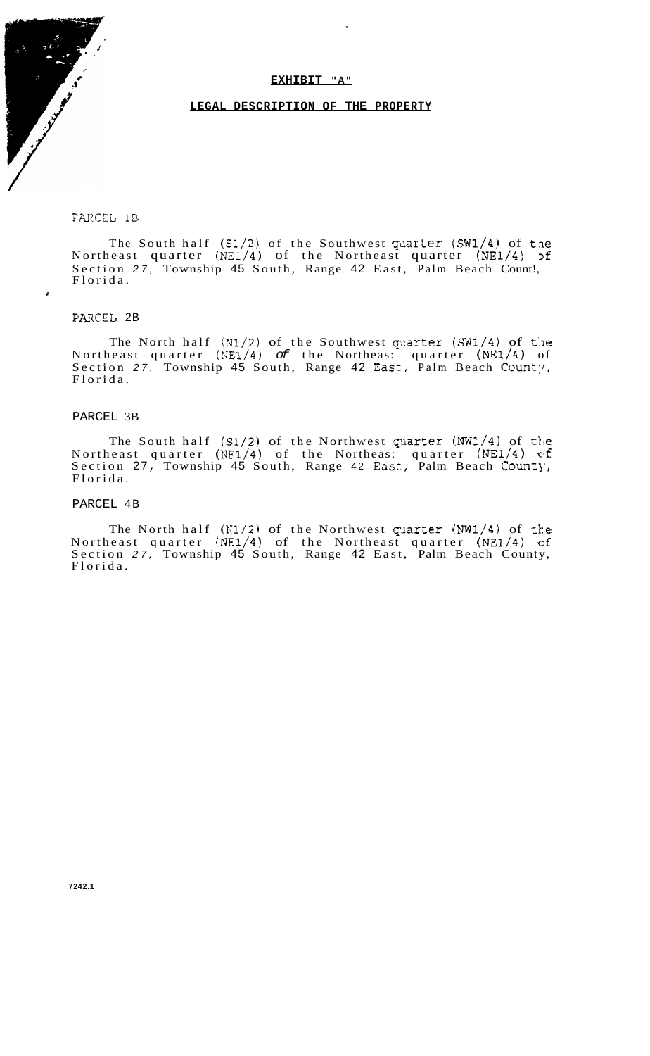# EXHIBIT "A"

## LEGAL DESCRIPTION OF THE PROPERTY

PARCEL 1B

The South half (S1/2) of the Southwest quarter (SW1/4) of the Northeast quarter (NE1/4) of the Northeast quarter (NE1/4) of Section 27, Township 45 South, Range 42 East, Palm Beach County, Florida.

PARCEL 2B

The North half (N1/2) of the Southwest quarter (SW1/4) of the Northeast quarter (NE1/4) of the Northeast quarter (NE1/4) of Section 27, Township 45 South, Range 42 East, Palm Beach County, Florida.

PARCEL 3B

The South half (S1/2) of the Northwest quarter (NW1/4) of the Northeast quarter (NE1/4) of the Northeast quarter (NE1/4) of Section 27, Township 45 South, Range 42 East, Palm Beach County, Florida.

PARCEL 4B

The North half (N1/2) of the Northwest quarter (NW1/4) of the Northeast quarter (NE1/4) of the Northeast quarter (NE1/4) of Section 27, Township 45 South, Range 42 East, Palm Beach County, Florida.

7242.1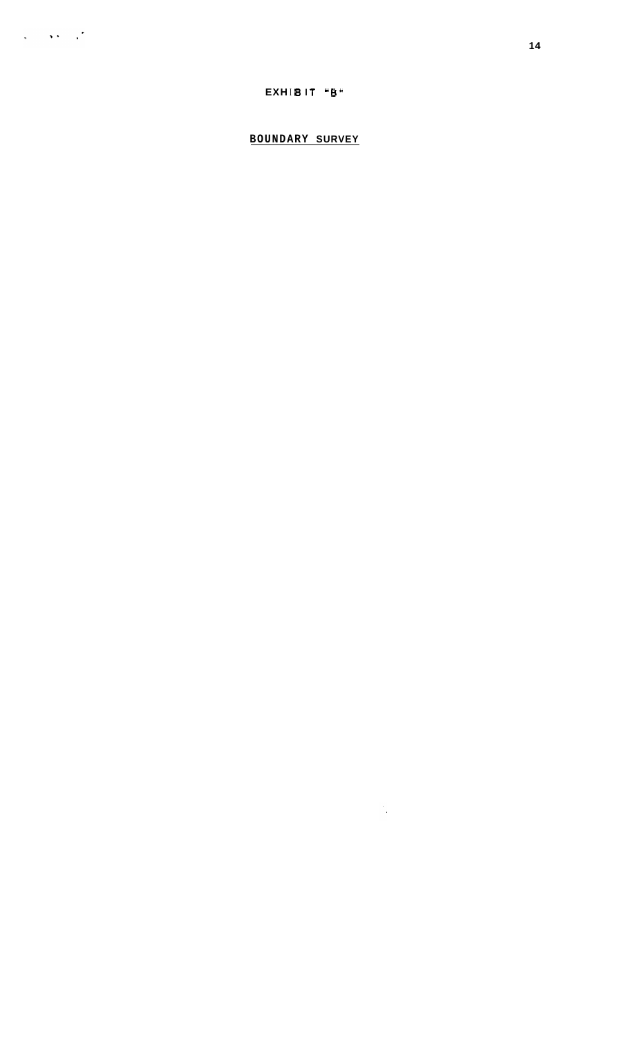EXHIBIT "B"

**BOUNDARY SURVEY**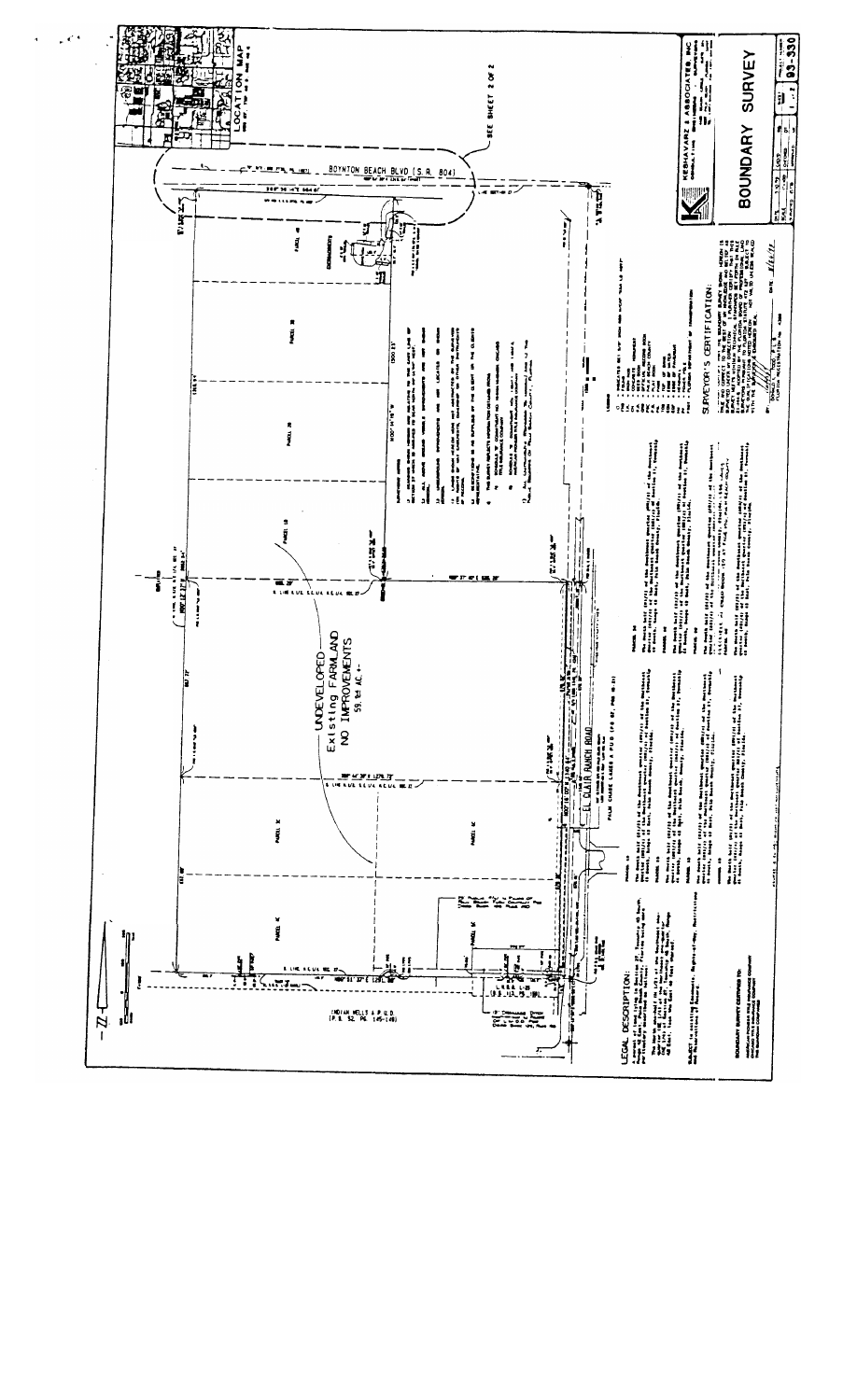LOCATION MAP

SEE SHEET 2 OF 2

BOYNTON BEACH BLVD (S.R. 804)

UNDEVELOPED

Existing FARMLAND

NO IMPROVEMENTS

59.84 AC.+-

EL CLAIR RANCH ROAD

PARCEL 44

PARCEL 39

PARCEL 28

PARCEL 19

PARCEL 9

INDIAN WELLS A.P.U.D. (P.B. 52, PG. 145-149)

## LEGAL DESCRIPTION:

SUBJECT to existing Easements, Rights-of-Way, Restrictions and Reservations of Record.

BOUNDARY SURVEY CERTIFIED TO:

## SURVEYOR'S CERTIFICATION:

KESHAVARZ & ASSOCIATES, INC.

BOUNDARY SURVEY

93-330